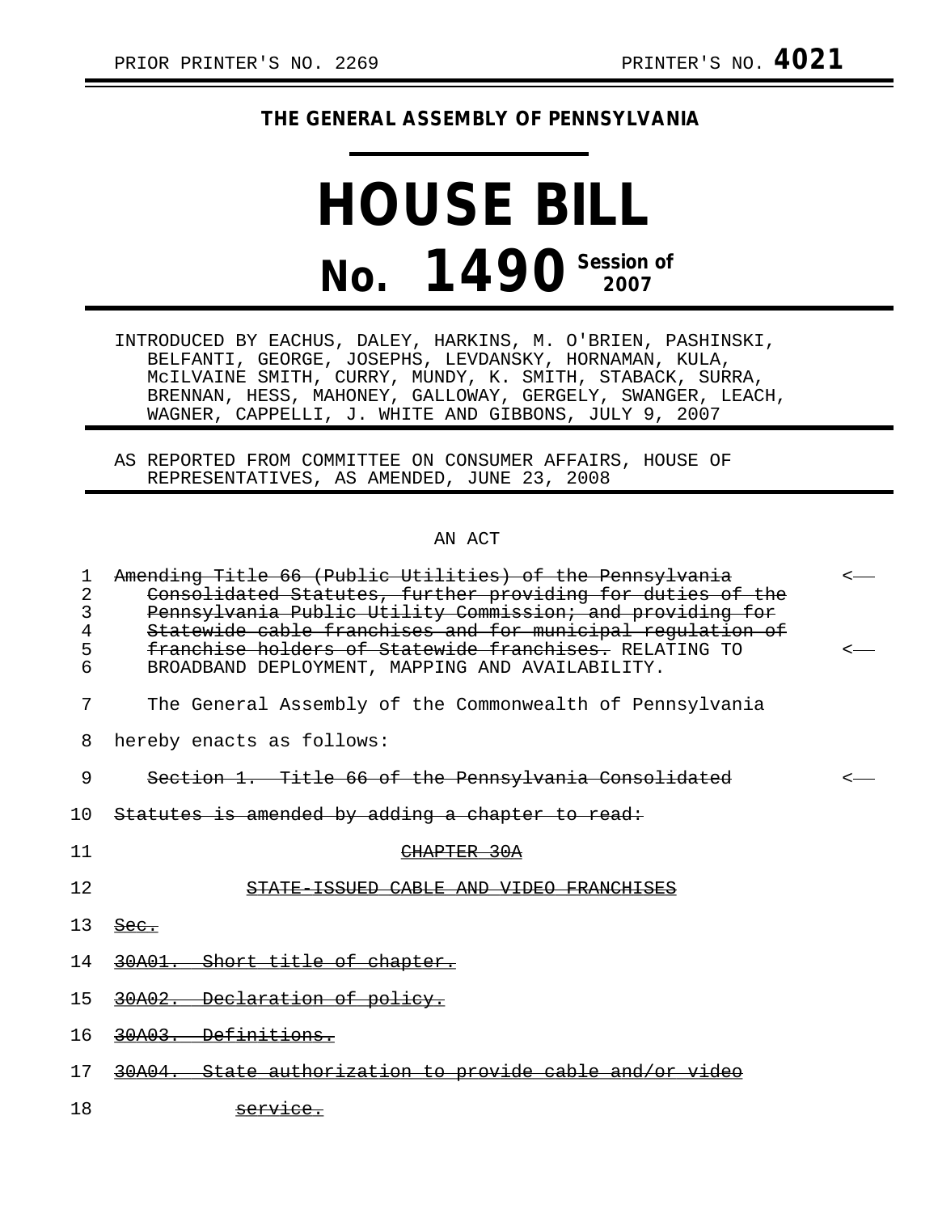PRIOR PRINTER'S NO. 2269 PRINTER'S NO. **4021**

**THE GENERAL ASSEMBLY OF PENNSYLVANIA**

# HOUSE BILL

# No. 1490 Session of 2007

INTRODUCED BY EACHUS, DALEY, HARKINS, M. O'BRIEN, PASHINSKI, BELFANTI, GEORGE, JOSEPHS, LEVDANSKY, HORNAMAN, KULA, McILVAINE SMITH, CURRY, MUNDY, K. SMITH, STABACK, SURRA, BRENNAN, HESS, MAHONEY, GALLOWAY, GERGELY, SWANGER, LEACH, WAGNER, CAPPELLI, J. WHITE AND GIBBONS, JULY 9, 2007

AS REPORTED FROM COMMITTEE ON CONSUMER AFFAIRS, HOUSE OF REPRESENTATIVES, AS AMENDED, JUNE 23, 2008

AN ACT

1 ~~Amending Title 66 (Public Utilities) of the Pennsylvania~~
2 ~~Consolidated Statutes, further providing for duties of the~~
3 ~~Pennsylvania Public Utility Commission; and providing for~~
4 ~~Statewide cable franchises and for municipal regulation of~~
5 ~~franchise holders of Statewide franchises.~~ RELATING TO
6 BROADBAND DEPLOYMENT, MAPPING AND AVAILABILITY.

7 The General Assembly of the Commonwealth of Pennsylvania
8 hereby enacts as follows:

9 ~~Section 1. Title 66 of the Pennsylvania Consolidated~~
10 ~~Statutes is amended by adding a chapter to read:~~

11 ~~CHAPTER 30A~~

12 ~~STATE-ISSUED CABLE AND VIDEO FRANCHISES~~

13 ~~Sec.~~

14 ~~30A01. Short title of chapter.~~

15 ~~30A02. Declaration of policy.~~

16 ~~30A03. Definitions.~~

17 ~~30A04. State authorization to provide cable and/or video~~

18 ~~service.~~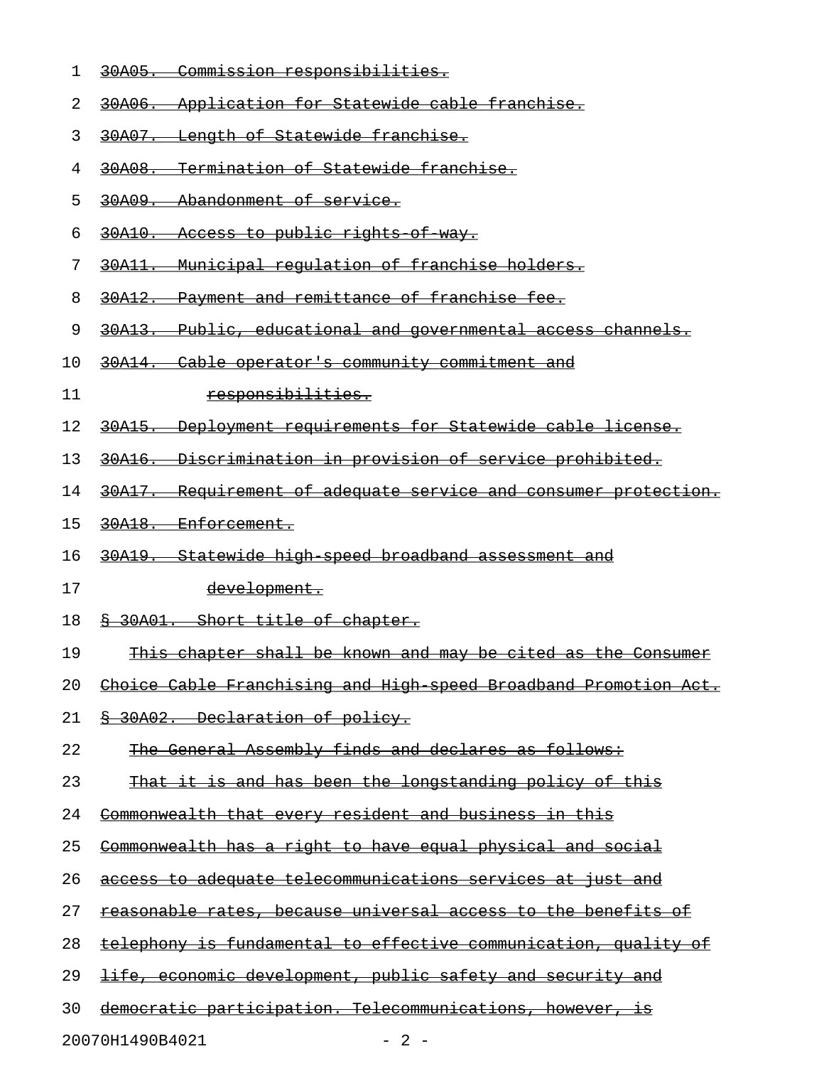~~30A05. Commission responsibilities.~~

~~30A06. Application for Statewide cable franchise.~~

~~30A07. Length of Statewide franchise.~~

~~30A08. Termination of Statewide franchise.~~

~~30A09. Abandonment of service.~~

~~30A10. Access to public rights-of-way.~~

~~30A11. Municipal regulation of franchise holders.~~

~~30A12. Payment and remittance of franchise fee.~~

~~30A13. Public, educational and governmental access channels.~~

~~30A14. Cable operator's community commitment and responsibilities.~~

~~30A15. Deployment requirements for Statewide cable license.~~

~~30A16. Discrimination in provision of service prohibited.~~

~~30A17. Requirement of adequate service and consumer protection.~~

~~30A18. Enforcement.~~

~~30A19. Statewide high-speed broadband assessment and development.~~

~~§ 30A01. Short title of chapter.~~

~~This chapter shall be known and may be cited as the Consumer Choice Cable Franchising and High-speed Broadband Promotion Act.~~

~~§ 30A02. Declaration of policy.~~

~~The General Assembly finds and declares as follows:~~

~~That it is and has been the longstanding policy of this Commonwealth that every resident and business in this Commonwealth has a right to have equal physical and social access to adequate telecommunications services at just and reasonable rates, because universal access to the benefits of telephony is fundamental to effective communication, quality of life, economic development, public safety and security and democratic participation. Telecommunications, however, is~~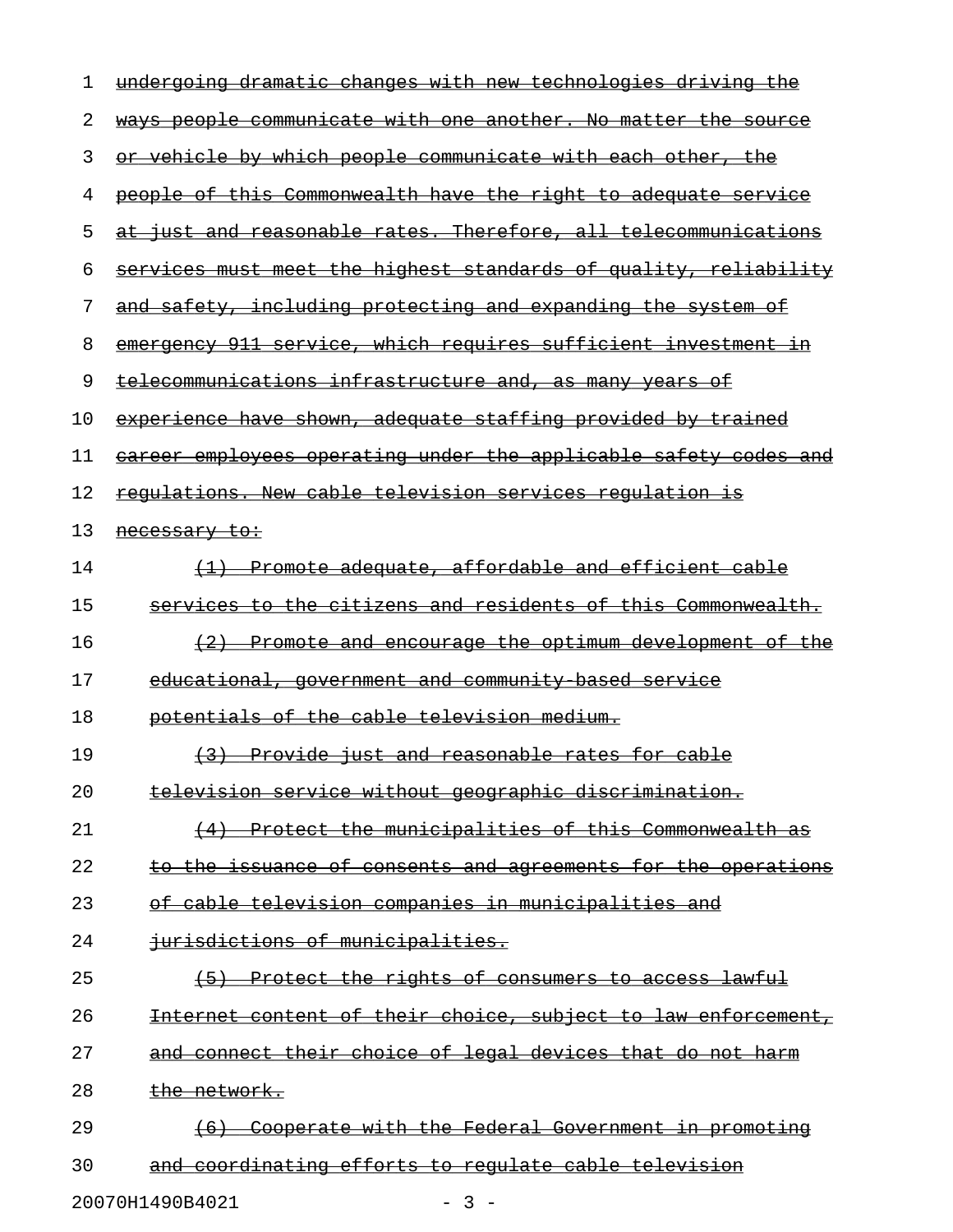~~undergoing dramatic changes with new technologies driving the ways people communicate with one another. No matter the source or vehicle by which people communicate with each other, the people of this Commonwealth have the right to adequate service at just and reasonable rates. Therefore, all telecommunications services must meet the highest standards of quality, reliability and safety, including protecting and expanding the system of emergency 911 service, which requires sufficient investment in telecommunications infrastructure and, as many years of experience have shown, adequate staffing provided by trained career employees operating under the applicable safety codes and regulations. New cable television services regulation is necessary to:~~

~~(1) Promote adequate, affordable and efficient cable services to the citizens and residents of this Commonwealth.~~

~~(2) Promote and encourage the optimum development of the educational, government and community-based service potentials of the cable television medium.~~

~~(3) Provide just and reasonable rates for cable television service without geographic discrimination.~~

~~(4) Protect the municipalities of this Commonwealth as to the issuance of consents and agreements for the operations of cable television companies in municipalities and jurisdictions of municipalities.~~

~~(5) Protect the rights of consumers to access lawful Internet content of their choice, subject to law enforcement, and connect their choice of legal devices that do not harm the network.~~

~~(6) Cooperate with the Federal Government in promoting and coordinating efforts to regulate cable television~~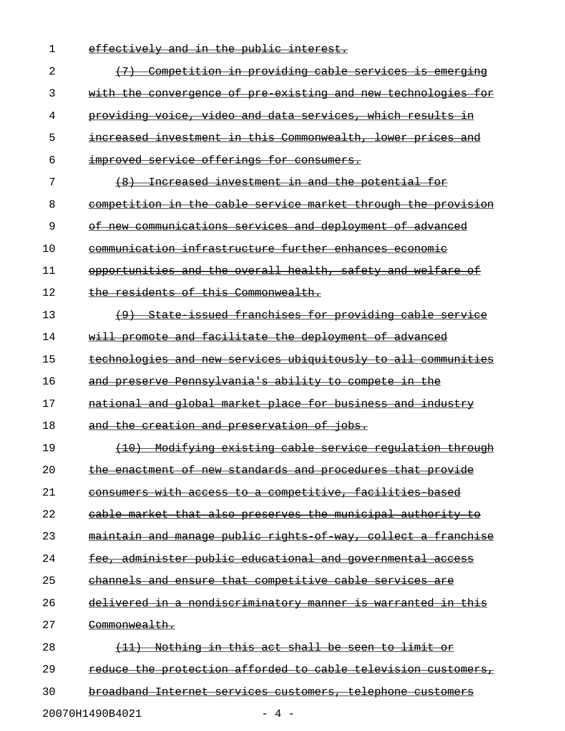~~effectively and in the public interest.~~

~~(7) Competition in providing cable services is emerging with the convergence of pre-existing and new technologies for providing voice, video and data services, which results in increased investment in this Commonwealth, lower prices and improved service offerings for consumers.~~

~~(8) Increased investment in and the potential for competition in the cable service market through the provision of new communications services and deployment of advanced communication infrastructure further enhances economic opportunities and the overall health, safety and welfare of the residents of this Commonwealth.~~

~~(9) State-issued franchises for providing cable service will promote and facilitate the deployment of advanced technologies and new services ubiquitously to all communities and preserve Pennsylvania's ability to compete in the national and global market place for business and industry and the creation and preservation of jobs.~~

~~(10) Modifying existing cable service regulation through the enactment of new standards and procedures that provide consumers with access to a competitive, facilities-based cable market that also preserves the municipal authority to maintain and manage public rights-of-way, collect a franchise fee, administer public educational and governmental access channels and ensure that competitive cable services are delivered in a nondiscriminatory manner is warranted in this Commonwealth.~~

~~(11) Nothing in this act shall be seen to limit or reduce the protection afforded to cable television customers, broadband Internet services customers, telephone customers~~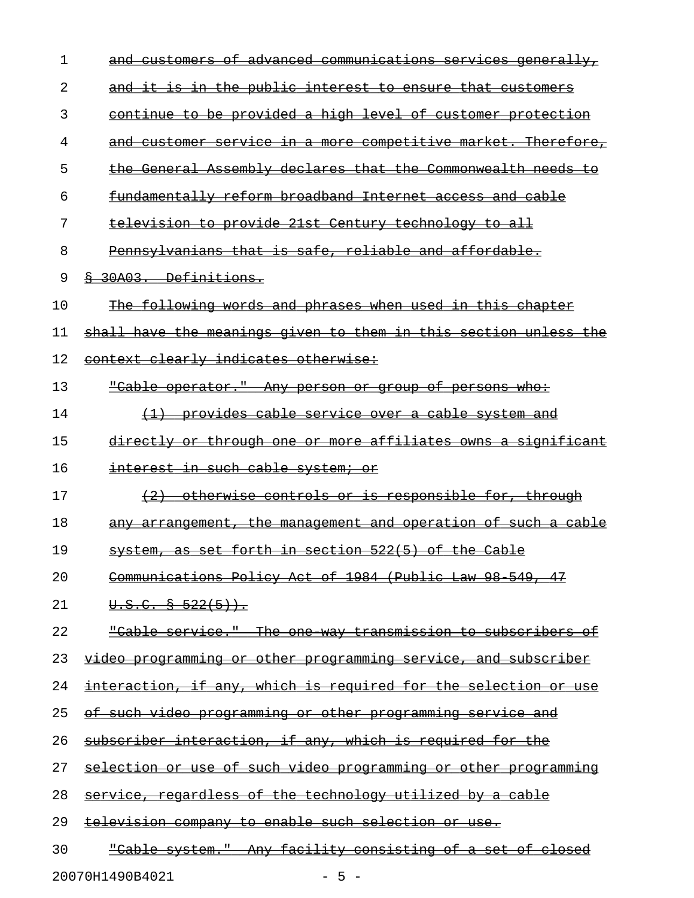and customers of advanced communications services generally, and it is in the public interest to ensure that customers continue to be provided a high level of customer protection and customer service in a more competitive market. Therefore, the General Assembly declares that the Commonwealth needs to fundamentally reform broadband Internet access and cable television to provide 21st Century technology to all Pennsylvanians that is safe, reliable and affordable.

§ 30A03. Definitions.

The following words and phrases when used in this chapter shall have the meanings given to them in this section unless the context clearly indicates otherwise:

"Cable operator." Any person or group of persons who:

(1) provides cable service over a cable system and directly or through one or more affiliates owns a significant interest in such cable system; or

(2) otherwise controls or is responsible for, through any arrangement, the management and operation of such a cable system, as set forth in section 522(5) of the Cable Communications Policy Act of 1984 (Public Law 98-549, 47 U.S.C. § 522(5)).

"Cable service." The one-way transmission to subscribers of video programming or other programming service, and subscriber interaction, if any, which is required for the selection or use of such video programming or other programming service and subscriber interaction, if any, which is required for the selection or use of such video programming or other programming service, regardless of the technology utilized by a cable television company to enable such selection or use.

"Cable system." Any facility consisting of a set of closed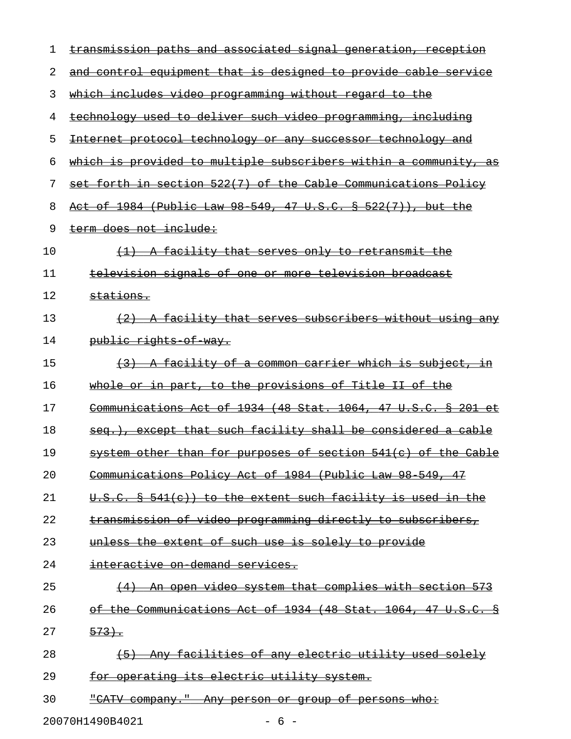transmission paths and associated signal generation, reception and control equipment that is designed to provide cable service which includes video programming without regard to the technology used to deliver such video programming, including Internet protocol technology or any successor technology and which is provided to multiple subscribers within a community, as set forth in section 522(7) of the Cable Communications Policy Act of 1984 (Public Law 98-549, 47 U.S.C. § 522(7)), but the term does not include:

(1) A facility that serves only to retransmit the television signals of one or more television broadcast stations.

(2) A facility that serves subscribers without using any public rights-of-way.

(3) A facility of a common carrier which is subject, in whole or in part, to the provisions of Title II of the Communications Act of 1934 (48 Stat. 1064, 47 U.S.C. § 201 et seq.), except that such facility shall be considered a cable system other than for purposes of section 541(c) of the Cable Communications Policy Act of 1984 (Public Law 98-549, 47 U.S.C. § 541(c)) to the extent such facility is used in the transmission of video programming directly to subscribers, unless the extent of such use is solely to provide interactive on-demand services.

(4) An open video system that complies with section 573 of the Communications Act of 1934 (48 Stat. 1064, 47 U.S.C. § 573).

(5) Any facilities of any electric utility used solely for operating its electric utility system.

"CATV company." Any person or group of persons who: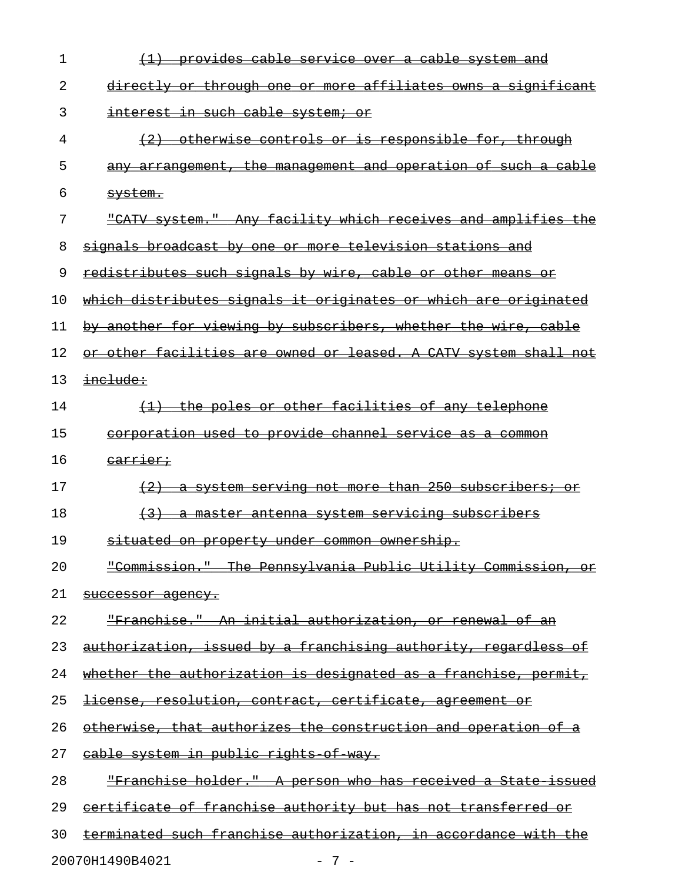(1) provides cable service over a cable system and directly or through one or more affiliates owns a significant interest in such cable system; or

(2) otherwise controls or is responsible for, through any arrangement, the management and operation of such a cable system.

"CATV system." Any facility which receives and amplifies the signals broadcast by one or more television stations and redistributes such signals by wire, cable or other means or which distributes signals it originates or which are originated by another for viewing by subscribers, whether the wire, cable or other facilities are owned or leased. A CATV system shall not include:

(1) the poles or other facilities of any telephone corporation used to provide channel service as a common carrier;

(2) a system serving not more than 250 subscribers; or

(3) a master antenna system servicing subscribers situated on property under common ownership.

"Commission." The Pennsylvania Public Utility Commission, or successor agency.

"Franchise." An initial authorization, or renewal of an authorization, issued by a franchising authority, regardless of whether the authorization is designated as a franchise, permit, license, resolution, contract, certificate, agreement or otherwise, that authorizes the construction and operation of a cable system in public rights-of-way.

"Franchise holder." A person who has received a State-issued certificate of franchise authority but has not transferred or terminated such franchise authorization, in accordance with the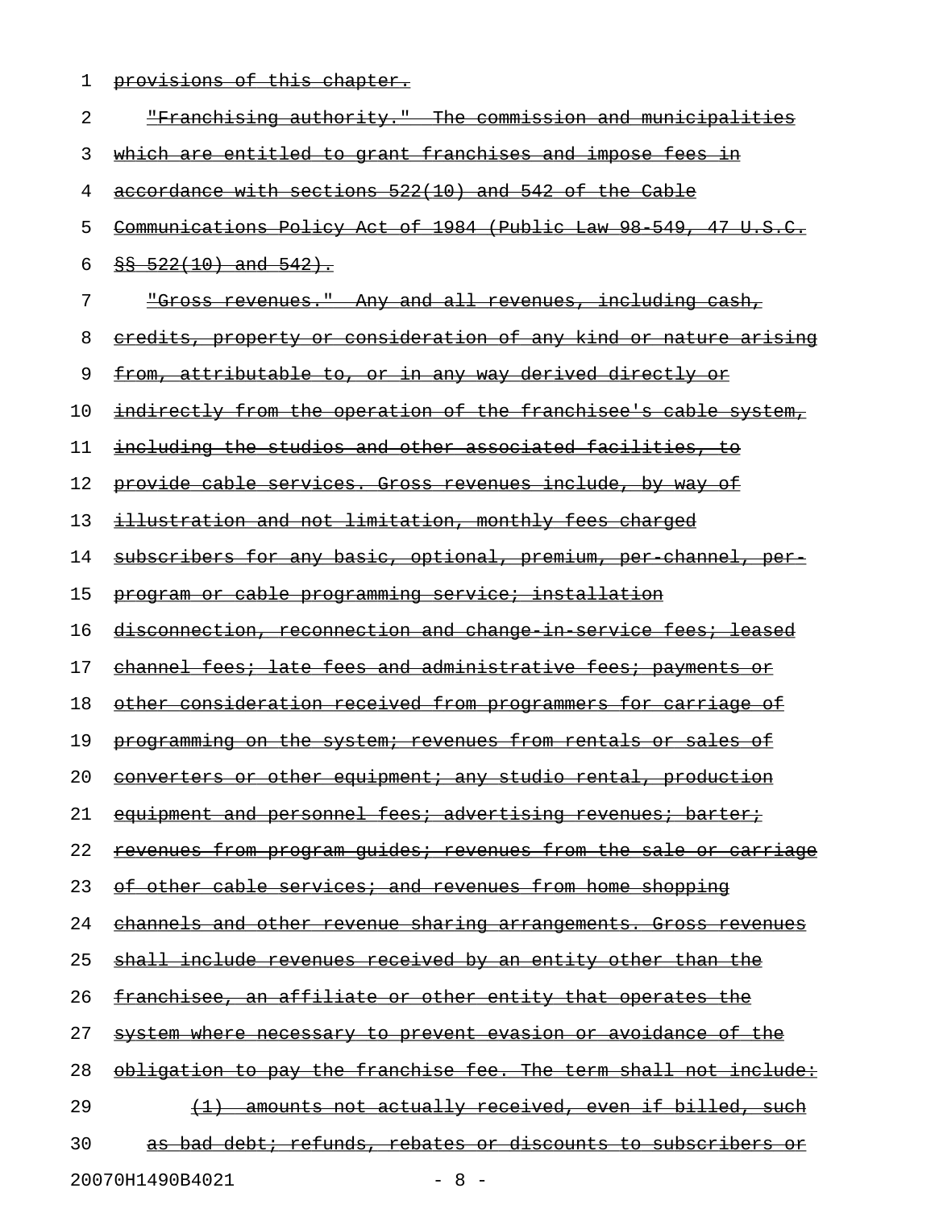provisions of this chapter.

"Franchising authority." The commission and municipalities which are entitled to grant franchises and impose fees in accordance with sections 522(10) and 542 of the Cable Communications Policy Act of 1984 (Public Law 98-549, 47 U.S.C. §§ 522(10) and 542).

"Gross revenues." Any and all revenues, including cash, credits, property or consideration of any kind or nature arising from, attributable to, or in any way derived directly or indirectly from the operation of the franchisee's cable system, including the studios and other associated facilities, to provide cable services. Gross revenues include, by way of illustration and not limitation, monthly fees charged subscribers for any basic, optional, premium, per-channel, per-program or cable programming service; installation disconnection, reconnection and change-in-service fees; leased channel fees; late fees and administrative fees; payments or other consideration received from programmers for carriage of programming on the system; revenues from rentals or sales of converters or other equipment; any studio rental, production equipment and personnel fees; advertising revenues; barter; revenues from program guides; revenues from the sale or carriage of other cable services; and revenues from home shopping channels and other revenue sharing arrangements. Gross revenues shall include revenues received by an entity other than the franchisee, an affiliate or other entity that operates the system where necessary to prevent evasion or avoidance of the obligation to pay the franchise fee. The term shall not include:

(1) amounts not actually received, even if billed, such as bad debt; refunds, rebates or discounts to subscribers or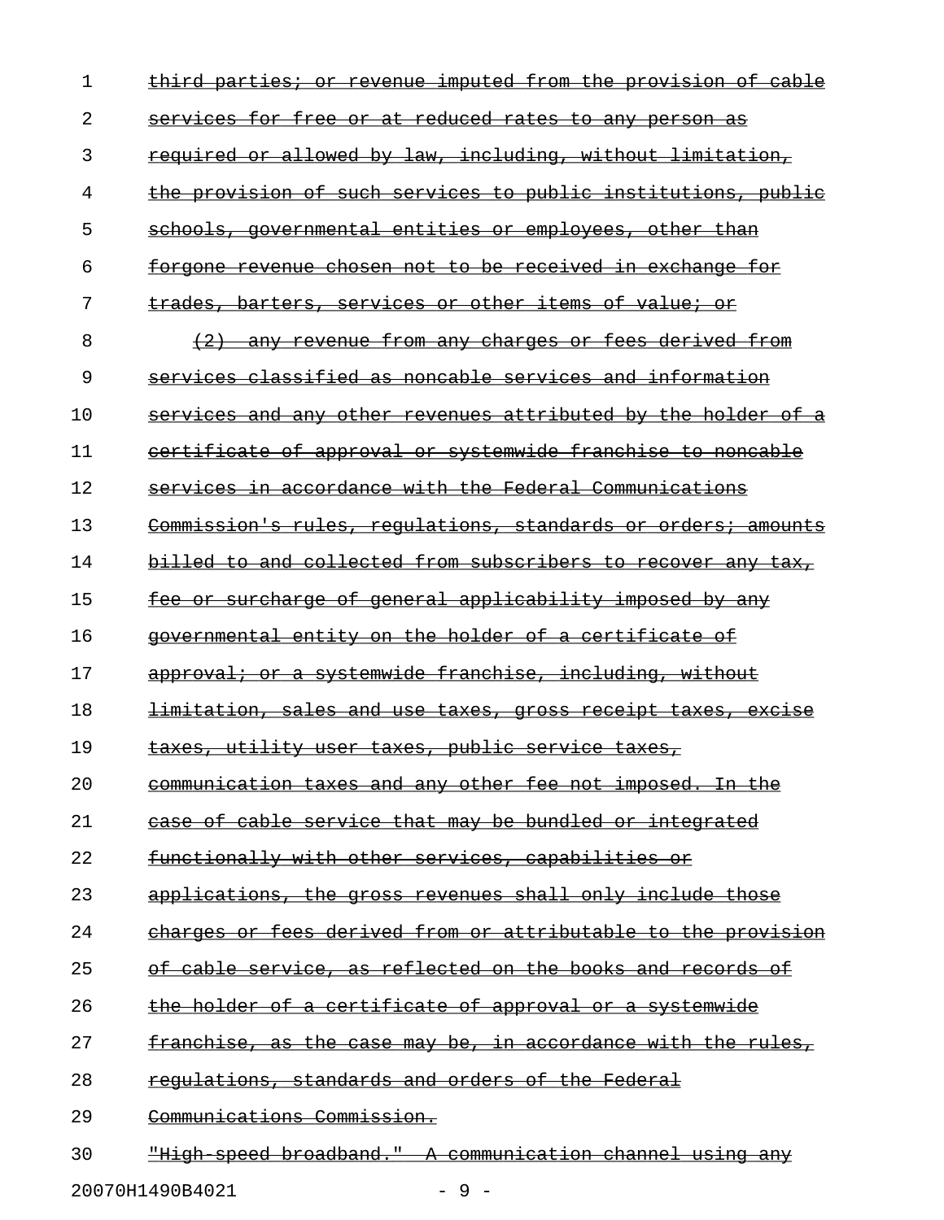third parties; or revenue imputed from the provision of cable services for free or at reduced rates to any person as required or allowed by law, including, without limitation, the provision of such services to public institutions, public schools, governmental entities or employees, other than forgone revenue chosen not to be received in exchange for trades, barters, services or other items of value; or

(2) any revenue from any charges or fees derived from services classified as noncable services and information services and any other revenues attributed by the holder of a certificate of approval or systemwide franchise to noncable services in accordance with the Federal Communications Commission's rules, regulations, standards or orders; amounts billed to and collected from subscribers to recover any tax, fee or surcharge of general applicability imposed by any governmental entity on the holder of a certificate of approval; or a systemwide franchise, including, without limitation, sales and use taxes, gross receipt taxes, excise taxes, utility user taxes, public service taxes, communication taxes and any other fee not imposed. In the case of cable service that may be bundled or integrated functionally with other services, capabilities or applications, the gross revenues shall only include those charges or fees derived from or attributable to the provision of cable service, as reflected on the books and records of the holder of a certificate of approval or a systemwide franchise, as the case may be, in accordance with the rules, regulations, standards and orders of the Federal Communications Commission.

"High-speed broadband." A communication channel using any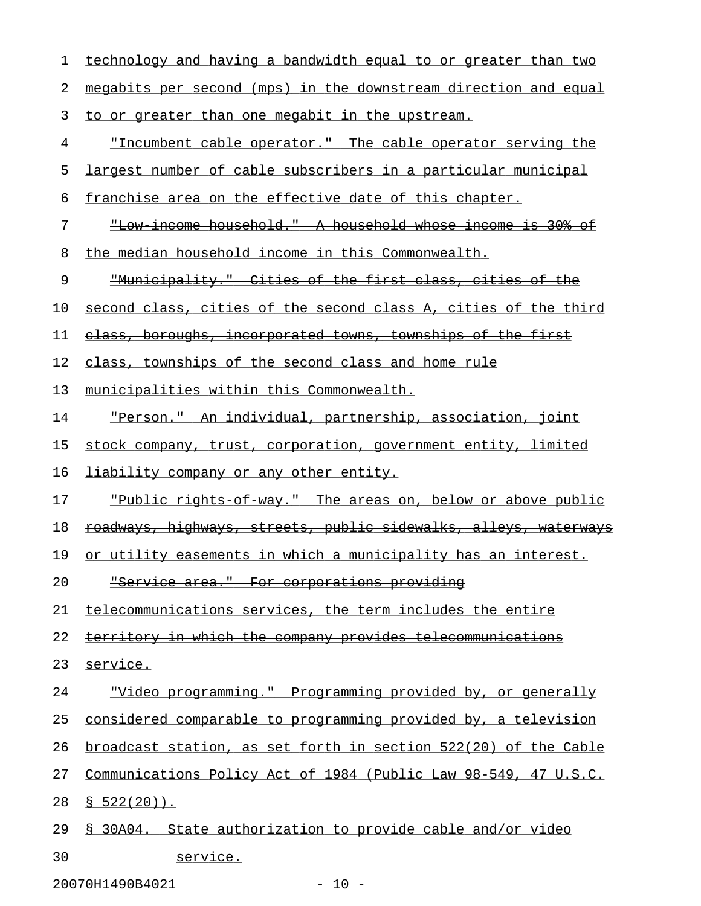technology and having a bandwidth equal to or greater than two megabits per second (mps) in the downstream direction and equal to or greater than one megabit in the upstream.

"Incumbent cable operator." The cable operator serving the largest number of cable subscribers in a particular municipal franchise area on the effective date of this chapter.

"Low-income household." A household whose income is 30% of the median household income in this Commonwealth.

"Municipality." Cities of the first class, cities of the second class, cities of the second class A, cities of the third class, boroughs, incorporated towns, townships of the first class, townships of the second class and home rule municipalities within this Commonwealth.

"Person." An individual, partnership, association, joint stock company, trust, corporation, government entity, limited liability company or any other entity.

"Public rights-of-way." The areas on, below or above public roadways, highways, streets, public sidewalks, alleys, waterways or utility easements in which a municipality has an interest.

"Service area." For corporations providing telecommunications services, the term includes the entire territory in which the company provides telecommunications service.

"Video programming." Programming provided by, or generally considered comparable to programming provided by, a television broadcast station, as set forth in section 522(20) of the Cable Communications Policy Act of 1984 (Public Law 98-549, 47 U.S.C. § 522(20)).

§ 30A04. State authorization to provide cable and/or video service.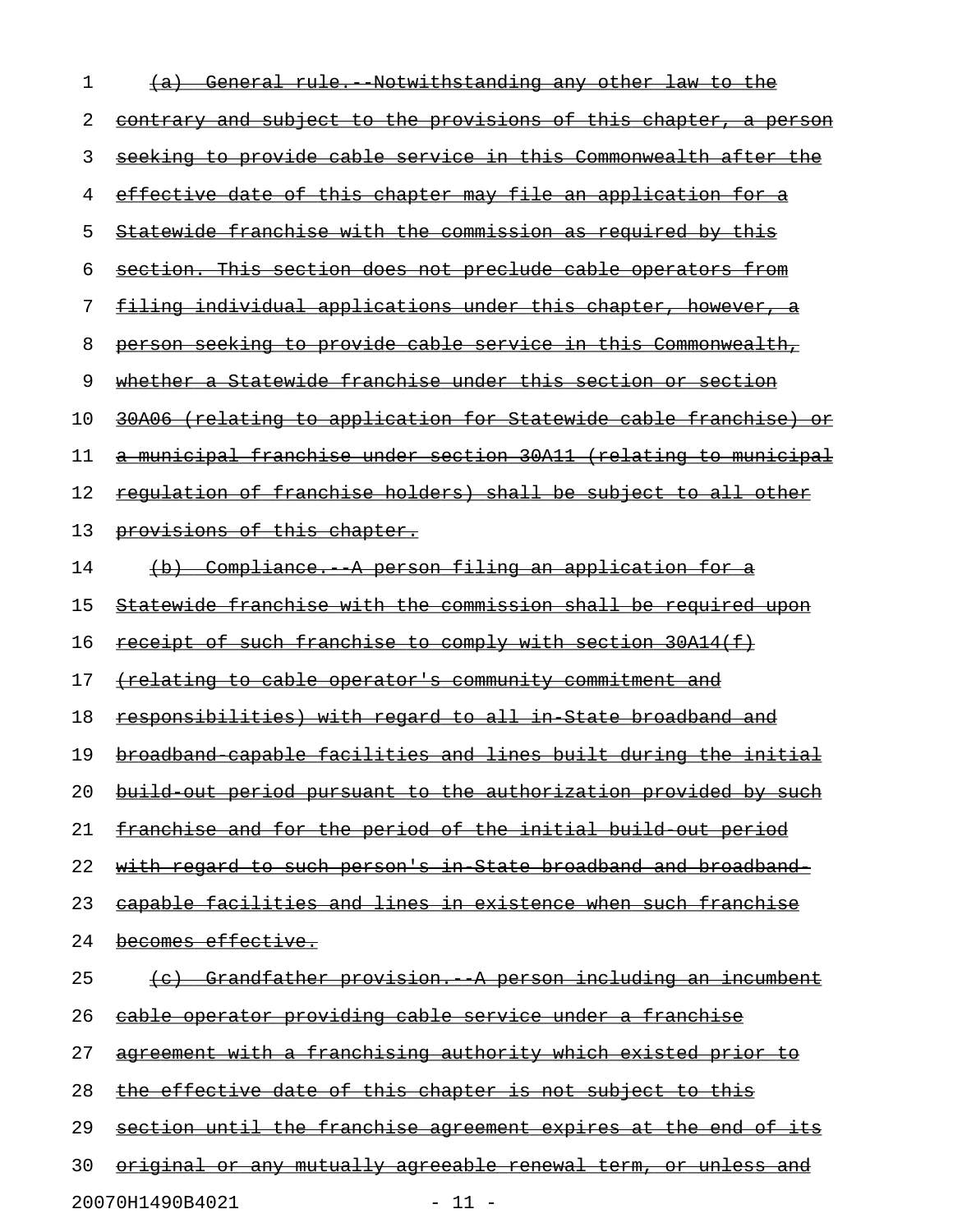~~(a) General rule.--Notwithstanding any other law to the contrary and subject to the provisions of this chapter, a person seeking to provide cable service in this Commonwealth after the effective date of this chapter may file an application for a Statewide franchise with the commission as required by this section. This section does not preclude cable operators from filing individual applications under this chapter, however, a person seeking to provide cable service in this Commonwealth, whether a Statewide franchise under this section or section 30A06 (relating to application for Statewide cable franchise) or a municipal franchise under section 30A11 (relating to municipal regulation of franchise holders) shall be subject to all other provisions of this chapter.~~

~~(b) Compliance.--A person filing an application for a Statewide franchise with the commission shall be required upon receipt of such franchise to comply with section 30A14(f) (relating to cable operator's community commitment and responsibilities) with regard to all in-State broadband and broadband-capable facilities and lines built during the initial build-out period pursuant to the authorization provided by such franchise and for the period of the initial build-out period with regard to such person's in-State broadband and broadband-capable facilities and lines in existence when such franchise becomes effective.~~

~~(c) Grandfather provision.--A person including an incumbent cable operator providing cable service under a franchise agreement with a franchising authority which existed prior to the effective date of this chapter is not subject to this section until the franchise agreement expires at the end of its original or any mutually agreeable renewal term, or unless and~~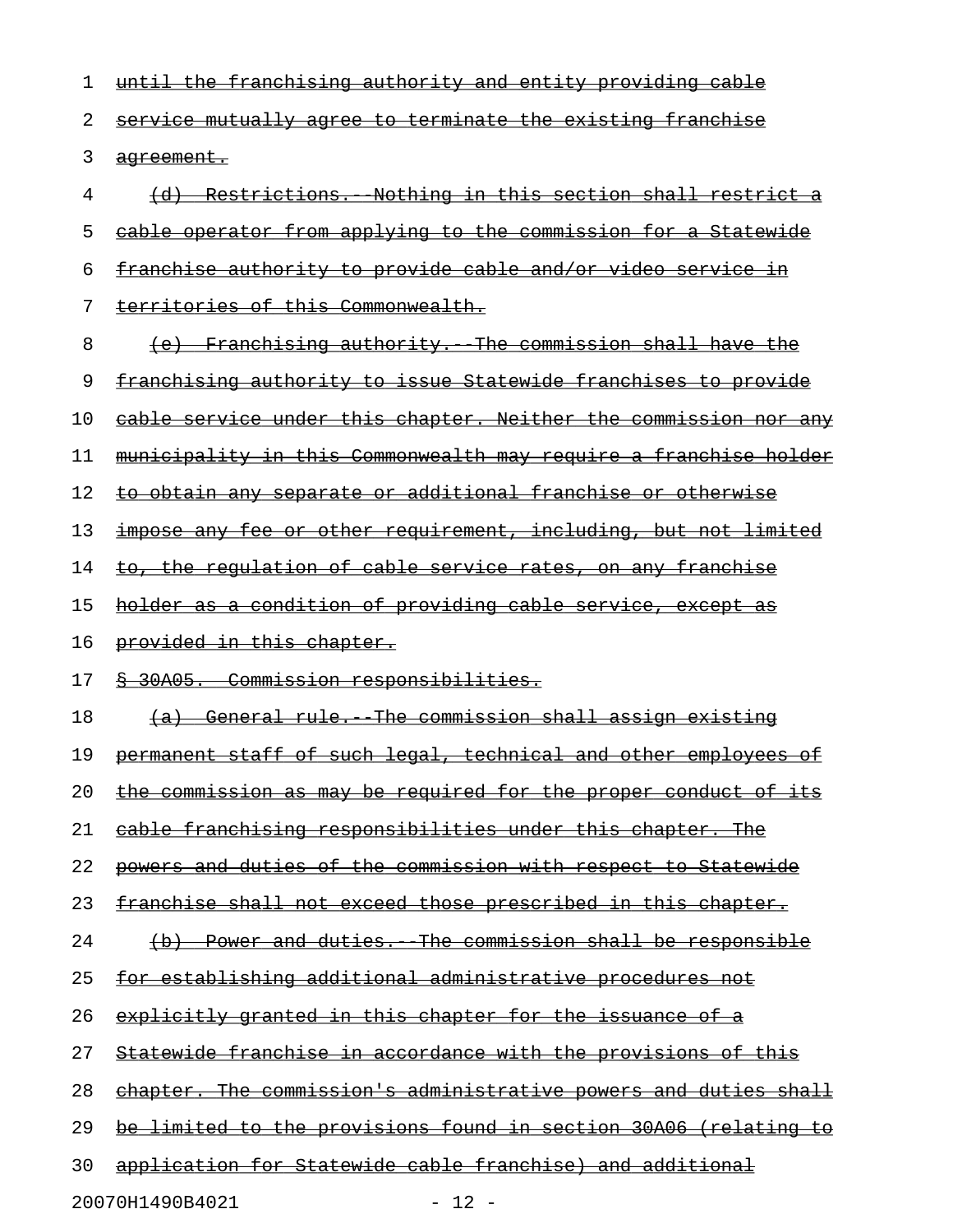until the franchising authority and entity providing cable service mutually agree to terminate the existing franchise agreement.

(d) Restrictions.--Nothing in this section shall restrict a cable operator from applying to the commission for a Statewide franchise authority to provide cable and/or video service in territories of this Commonwealth.

(e) Franchising authority.--The commission shall have the franchising authority to issue Statewide franchises to provide cable service under this chapter. Neither the commission nor any municipality in this Commonwealth may require a franchise holder to obtain any separate or additional franchise or otherwise impose any fee or other requirement, including, but not limited to, the regulation of cable service rates, on any franchise holder as a condition of providing cable service, except as provided in this chapter.

§ 30A05. Commission responsibilities.

(a) General rule.--The commission shall assign existing permanent staff of such legal, technical and other employees of the commission as may be required for the proper conduct of its cable franchising responsibilities under this chapter. The powers and duties of the commission with respect to Statewide franchise shall not exceed those prescribed in this chapter.

(b) Power and duties.--The commission shall be responsible for establishing additional administrative procedures not explicitly granted in this chapter for the issuance of a Statewide franchise in accordance with the provisions of this chapter. The commission's administrative powers and duties shall be limited to the provisions found in section 30A06 (relating to application for Statewide cable franchise) and additional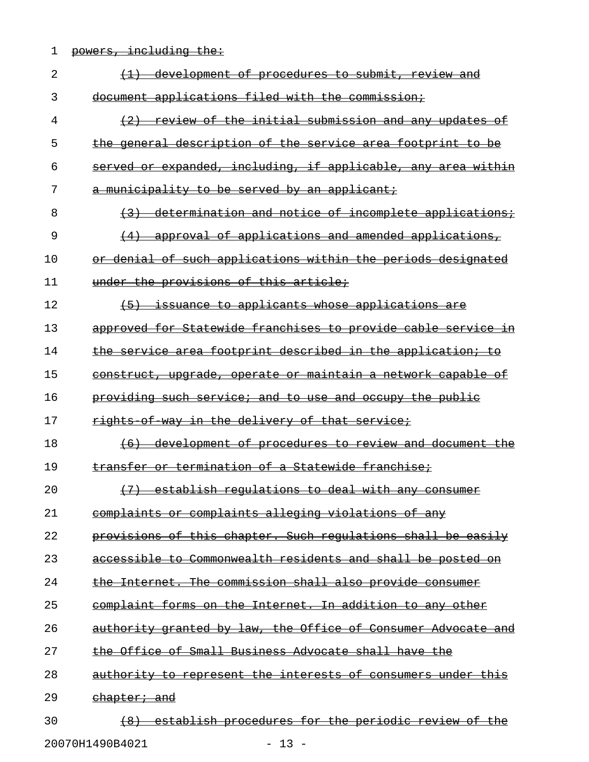~~powers, including the:~~

~~(1) development of procedures to submit, review and document applications filed with the commission;~~

~~(2) review of the initial submission and any updates of the general description of the service area footprint to be served or expanded, including, if applicable, any area within a municipality to be served by an applicant;~~

~~(3) determination and notice of incomplete applications;~~

~~(4) approval of applications and amended applications, or denial of such applications within the periods designated under the provisions of this article;~~

~~(5) issuance to applicants whose applications are approved for Statewide franchises to provide cable service in the service area footprint described in the application; to construct, upgrade, operate or maintain a network capable of providing such service; and to use and occupy the public rights-of-way in the delivery of that service;~~

~~(6) development of procedures to review and document the transfer or termination of a Statewide franchise;~~

~~(7) establish regulations to deal with any consumer complaints or complaints alleging violations of any provisions of this chapter. Such regulations shall be easily accessible to Commonwealth residents and shall be posted on the Internet. The commission shall also provide consumer complaint forms on the Internet. In addition to any other authority granted by law, the Office of Consumer Advocate and the Office of Small Business Advocate shall have the authority to represent the interests of consumers under this chapter; and~~

~~(8) establish procedures for the periodic review of the~~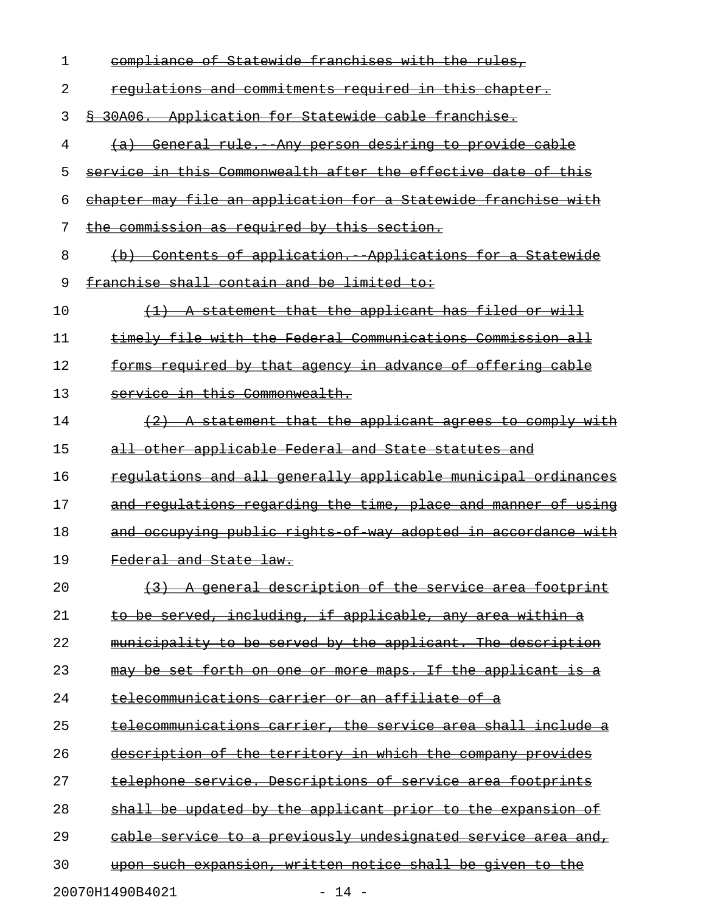~~compliance of Statewide franchises with the rules, regulations and commitments required in this chapter.~~

~~§ 30A06. Application for Statewide cable franchise.~~

~~(a) General rule.--Any person desiring to provide cable service in this Commonwealth after the effective date of this chapter may file an application for a Statewide franchise with the commission as required by this section.~~

~~(b) Contents of application.--Applications for a Statewide franchise shall contain and be limited to:~~

~~(1) A statement that the applicant has filed or will timely file with the Federal Communications Commission all forms required by that agency in advance of offering cable service in this Commonwealth.~~

~~(2) A statement that the applicant agrees to comply with all other applicable Federal and State statutes and regulations and all generally applicable municipal ordinances and regulations regarding the time, place and manner of using and occupying public rights-of-way adopted in accordance with Federal and State law.~~

~~(3) A general description of the service area footprint to be served, including, if applicable, any area within a municipality to be served by the applicant. The description may be set forth on one or more maps. If the applicant is a telecommunications carrier or an affiliate of a telecommunications carrier, the service area shall include a description of the territory in which the company provides telephone service. Descriptions of service area footprints shall be updated by the applicant prior to the expansion of cable service to a previously undesignated service area and, upon such expansion, written notice shall be given to the~~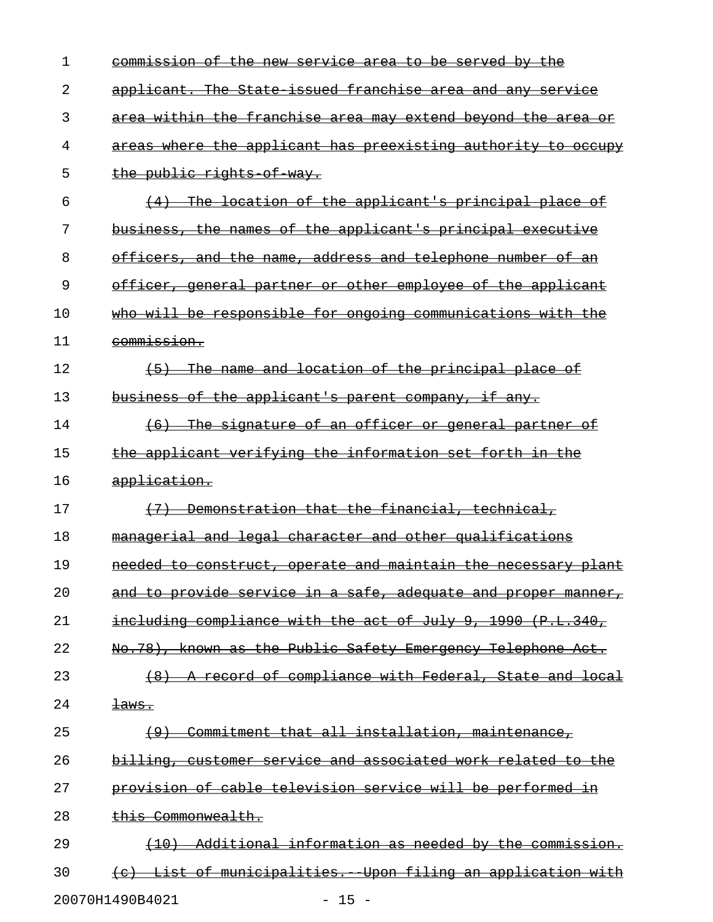~~commission of the new service area to be served by the applicant. The State-issued franchise area and any service area within the franchise area may extend beyond the area or areas where the applicant has preexisting authority to occupy the public rights-of-way.~~

~~(4) The location of the applicant's principal place of business, the names of the applicant's principal executive officers, and the name, address and telephone number of an officer, general partner or other employee of the applicant who will be responsible for ongoing communications with the commission.~~

~~(5) The name and location of the principal place of business of the applicant's parent company, if any.~~

~~(6) The signature of an officer or general partner of the applicant verifying the information set forth in the application.~~

~~(7) Demonstration that the financial, technical, managerial and legal character and other qualifications needed to construct, operate and maintain the necessary plant and to provide service in a safe, adequate and proper manner, including compliance with the act of July 9, 1990 (P.L.340, No.78), known as the Public Safety Emergency Telephone Act.~~

~~(8) A record of compliance with Federal, State and local laws.~~

~~(9) Commitment that all installation, maintenance, billing, customer service and associated work related to the provision of cable television service will be performed in this Commonwealth.~~

~~(10) Additional information as needed by the commission.~~

~~(c) List of municipalities.--Upon filing an application with~~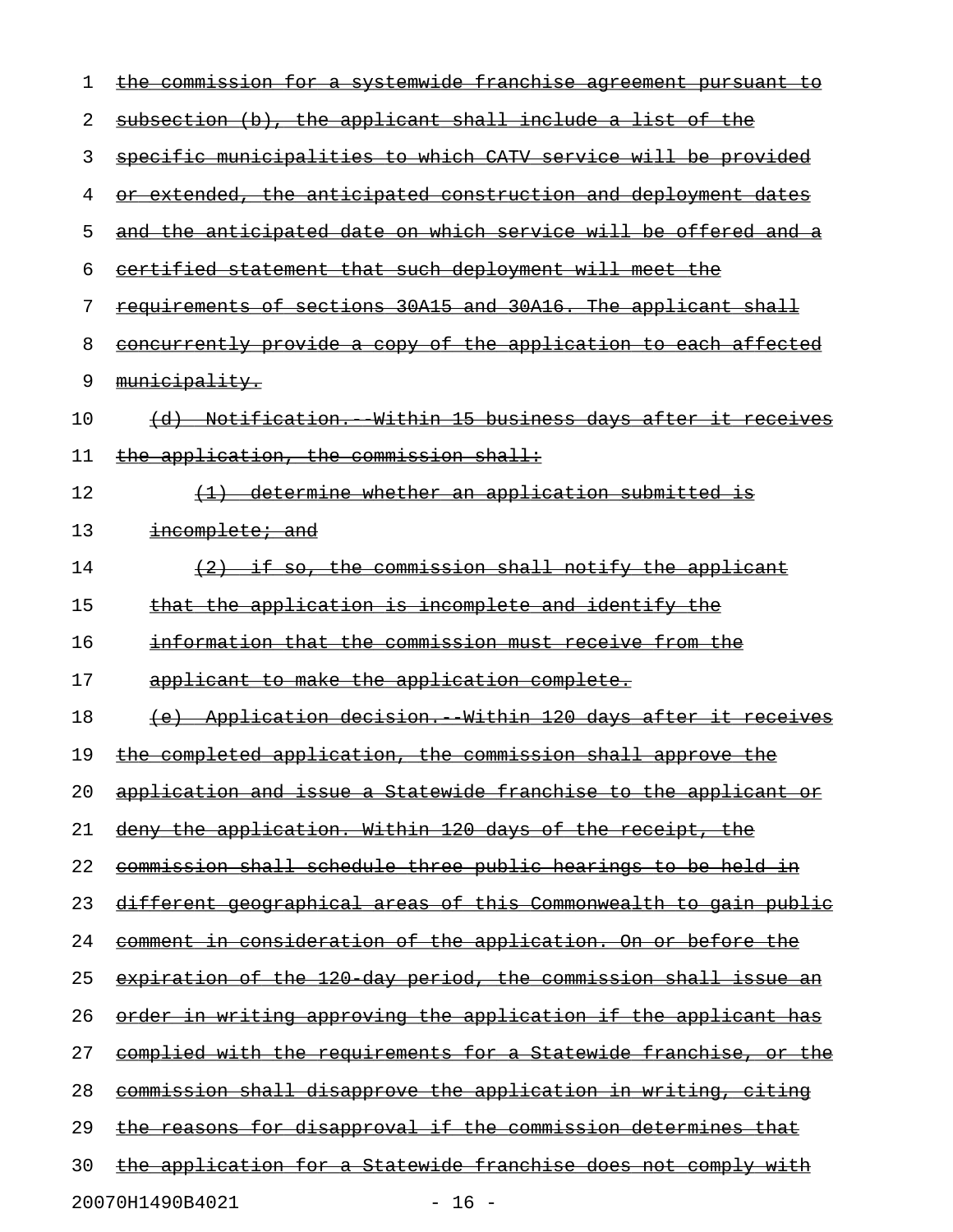~~the commission for a systemwide franchise agreement pursuant to subsection (b), the applicant shall include a list of the specific municipalities to which CATV service will be provided or extended, the anticipated construction and deployment dates and the anticipated date on which service will be offered and a certified statement that such deployment will meet the requirements of sections 30A15 and 30A16. The applicant shall concurrently provide a copy of the application to each affected municipality.~~

~~(d) Notification.--Within 15 business days after it receives the application, the commission shall:~~

~~(1) determine whether an application submitted is incomplete; and~~

~~(2) if so, the commission shall notify the applicant that the application is incomplete and identify the information that the commission must receive from the applicant to make the application complete.~~

~~(e) Application decision.--Within 120 days after it receives the completed application, the commission shall approve the application and issue a Statewide franchise to the applicant or deny the application. Within 120 days of the receipt, the commission shall schedule three public hearings to be held in different geographical areas of this Commonwealth to gain public comment in consideration of the application. On or before the expiration of the 120-day period, the commission shall issue an order in writing approving the application if the applicant has complied with the requirements for a Statewide franchise, or the commission shall disapprove the application in writing, citing the reasons for disapproval if the commission determines that the application for a Statewide franchise does not comply with~~

20070H1490B4021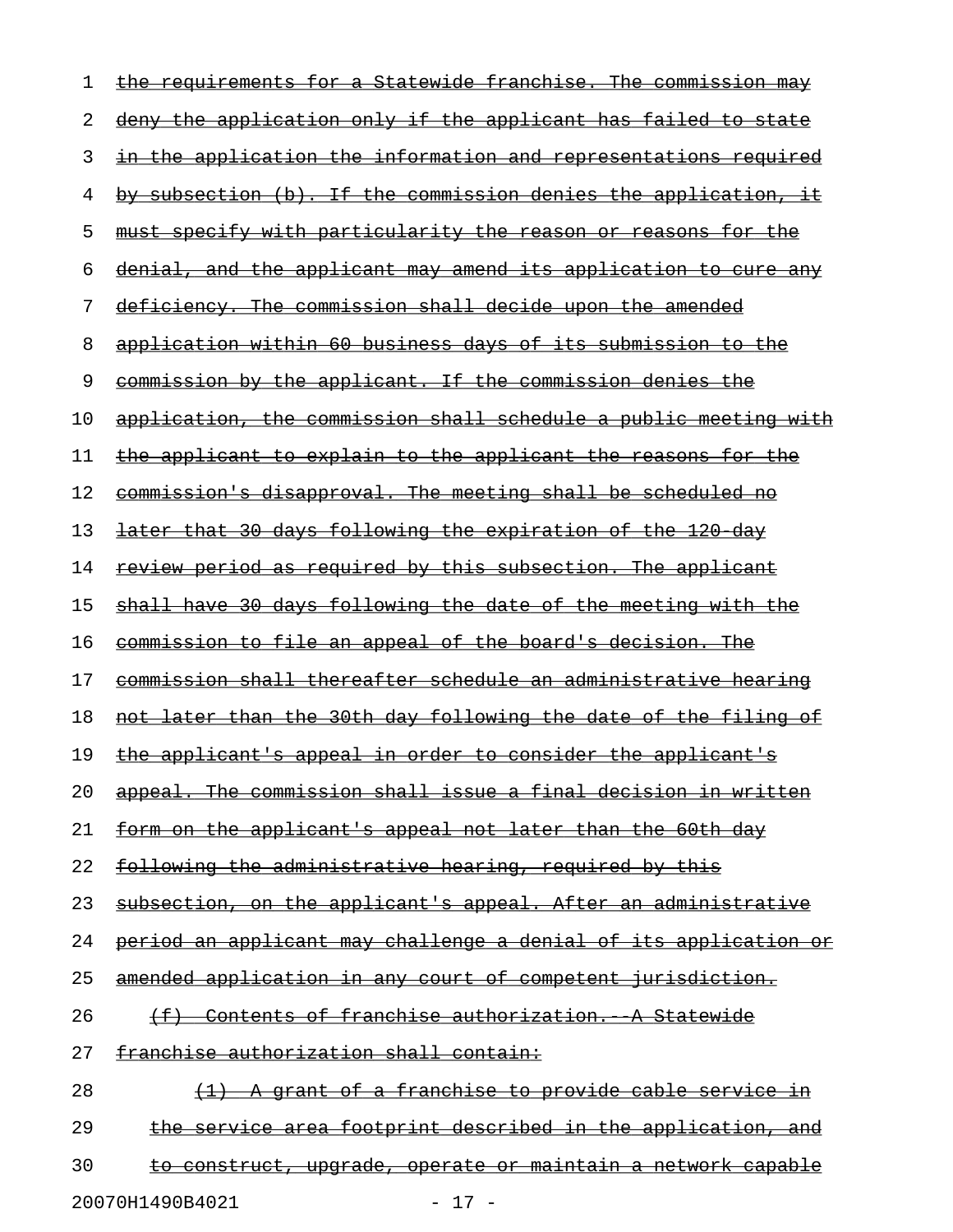~~the requirements for a Statewide franchise. The commission may deny the application only if the applicant has failed to state in the application the information and representations required by subsection (b). If the commission denies the application, it must specify with particularity the reason or reasons for the denial, and the applicant may amend its application to cure any deficiency. The commission shall decide upon the amended application within 60 business days of its submission to the commission by the applicant. If the commission denies the application, the commission shall schedule a public meeting with the applicant to explain to the applicant the reasons for the commission's disapproval. The meeting shall be scheduled no later that 30 days following the expiration of the 120-day review period as required by this subsection. The applicant shall have 30 days following the date of the meeting with the commission to file an appeal of the board's decision. The commission shall thereafter schedule an administrative hearing not later than the 30th day following the date of the filing of the applicant's appeal in order to consider the applicant's appeal. The commission shall issue a final decision in written form on the applicant's appeal not later than the 60th day following the administrative hearing, required by this subsection, on the applicant's appeal. After an administrative period an applicant may challenge a denial of its application or amended application in any court of competent jurisdiction.~~

~~(f) Contents of franchise authorization.--A Statewide franchise authorization shall contain:~~

~~(1) A grant of a franchise to provide cable service in the service area footprint described in the application, and to construct, upgrade, operate or maintain a network capable~~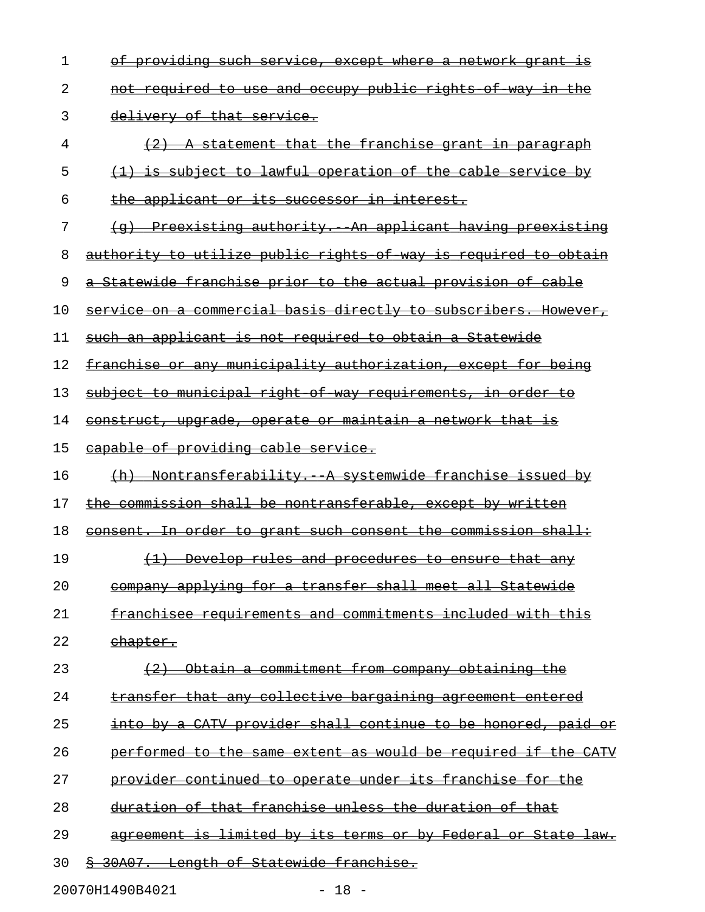of providing such service, except where a network grant is not required to use and occupy public rights-of-way in the delivery of that service.

(2) A statement that the franchise grant in paragraph (1) is subject to lawful operation of the cable service by the applicant or its successor in interest.

(g) Preexisting authority.--An applicant having preexisting authority to utilize public rights-of-way is required to obtain a Statewide franchise prior to the actual provision of cable service on a commercial basis directly to subscribers. However, such an applicant is not required to obtain a Statewide franchise or any municipality authorization, except for being subject to municipal right-of-way requirements, in order to construct, upgrade, operate or maintain a network that is capable of providing cable service.

(h) Nontransferability.--A systemwide franchise issued by the commission shall be nontransferable, except by written consent. In order to grant such consent the commission shall:

(1) Develop rules and procedures to ensure that any company applying for a transfer shall meet all Statewide franchisee requirements and commitments included with this chapter.

(2) Obtain a commitment from company obtaining the transfer that any collective bargaining agreement entered into by a CATV provider shall continue to be honored, paid or performed to the same extent as would be required if the CATV provider continued to operate under its franchise for the duration of that franchise unless the duration of that agreement is limited by its terms or by Federal or State law.

§ 30A07. Length of Statewide franchise.

20070H1490B4021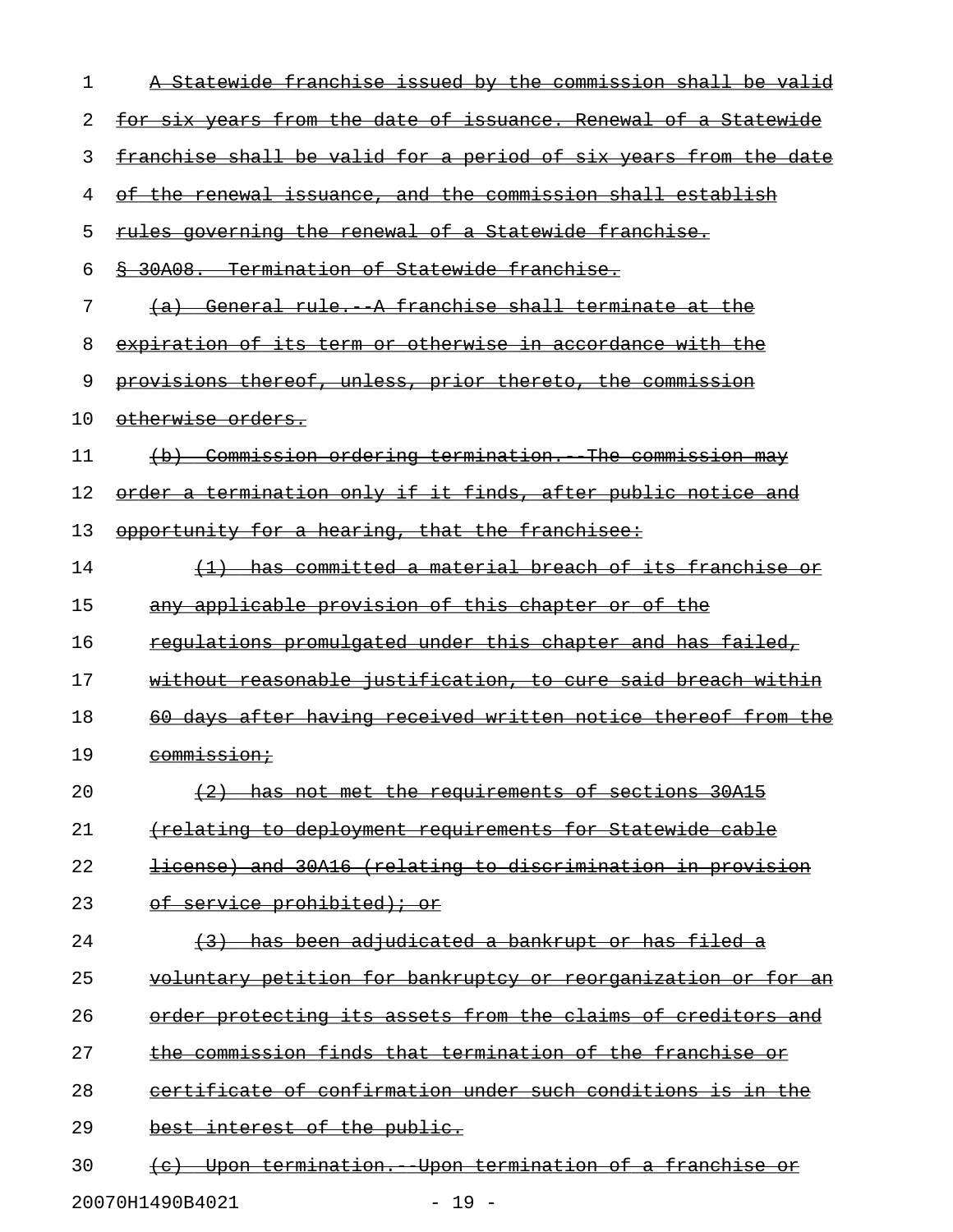A Statewide franchise issued by the commission shall be valid for six years from the date of issuance. Renewal of a Statewide franchise shall be valid for a period of six years from the date of the renewal issuance, and the commission shall establish rules governing the renewal of a Statewide franchise.

§ 30A08. Termination of Statewide franchise.

(a) General rule.--A franchise shall terminate at the expiration of its term or otherwise in accordance with the provisions thereof, unless, prior thereto, the commission otherwise orders.

(b) Commission ordering termination.--The commission may order a termination only if it finds, after public notice and opportunity for a hearing, that the franchisee:

(1) has committed a material breach of its franchise or any applicable provision of this chapter or of the regulations promulgated under this chapter and has failed, without reasonable justification, to cure said breach within 60 days after having received written notice thereof from the commission;

(2) has not met the requirements of sections 30A15 (relating to deployment requirements for Statewide cable license) and 30A16 (relating to discrimination in provision of service prohibited); or

(3) has been adjudicated a bankrupt or has filed a voluntary petition for bankruptcy or reorganization or for an order protecting its assets from the claims of creditors and the commission finds that termination of the franchise or certificate of confirmation under such conditions is in the best interest of the public.

(c) Upon termination.--Upon termination of a franchise or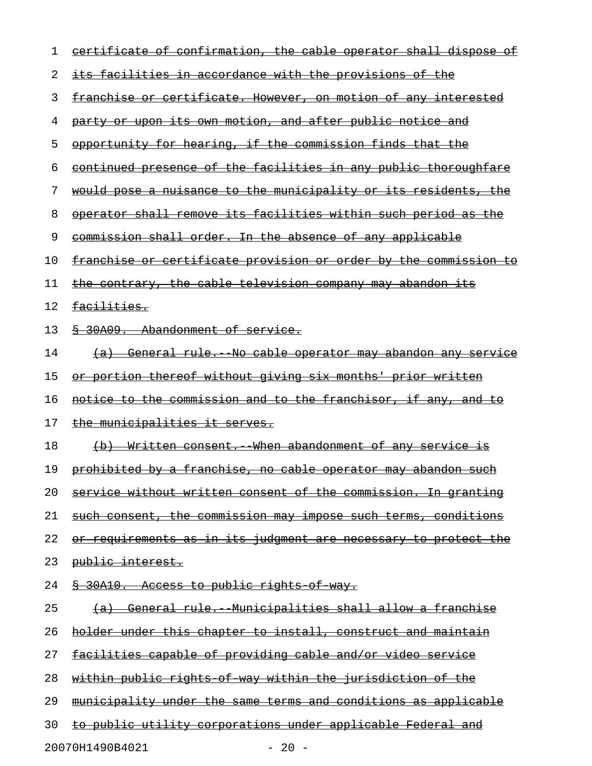certificate of confirmation, the cable operator shall dispose of its facilities in accordance with the provisions of the franchise or certificate. However, on motion of any interested party or upon its own motion, and after public notice and opportunity for hearing, if the commission finds that the continued presence of the facilities in any public thoroughfare would pose a nuisance to the municipality or its residents, the operator shall remove its facilities within such period as the commission shall order. In the absence of any applicable franchise or certificate provision or order by the commission to the contrary, the cable television company may abandon its facilities.

§ 30A09. Abandonment of service.

(a) General rule.--No cable operator may abandon any service or portion thereof without giving six months' prior written notice to the commission and to the franchisor, if any, and to the municipalities it serves.

(b) Written consent.--When abandonment of any service is prohibited by a franchise, no cable operator may abandon such service without written consent of the commission. In granting such consent, the commission may impose such terms, conditions or requirements as in its judgment are necessary to protect the public interest.

§ 30A10. Access to public rights-of-way.

(a) General rule.--Municipalities shall allow a franchise holder under this chapter to install, construct and maintain facilities capable of providing cable and/or video service within public rights-of-way within the jurisdiction of the municipality under the same terms and conditions as applicable to public utility corporations under applicable Federal and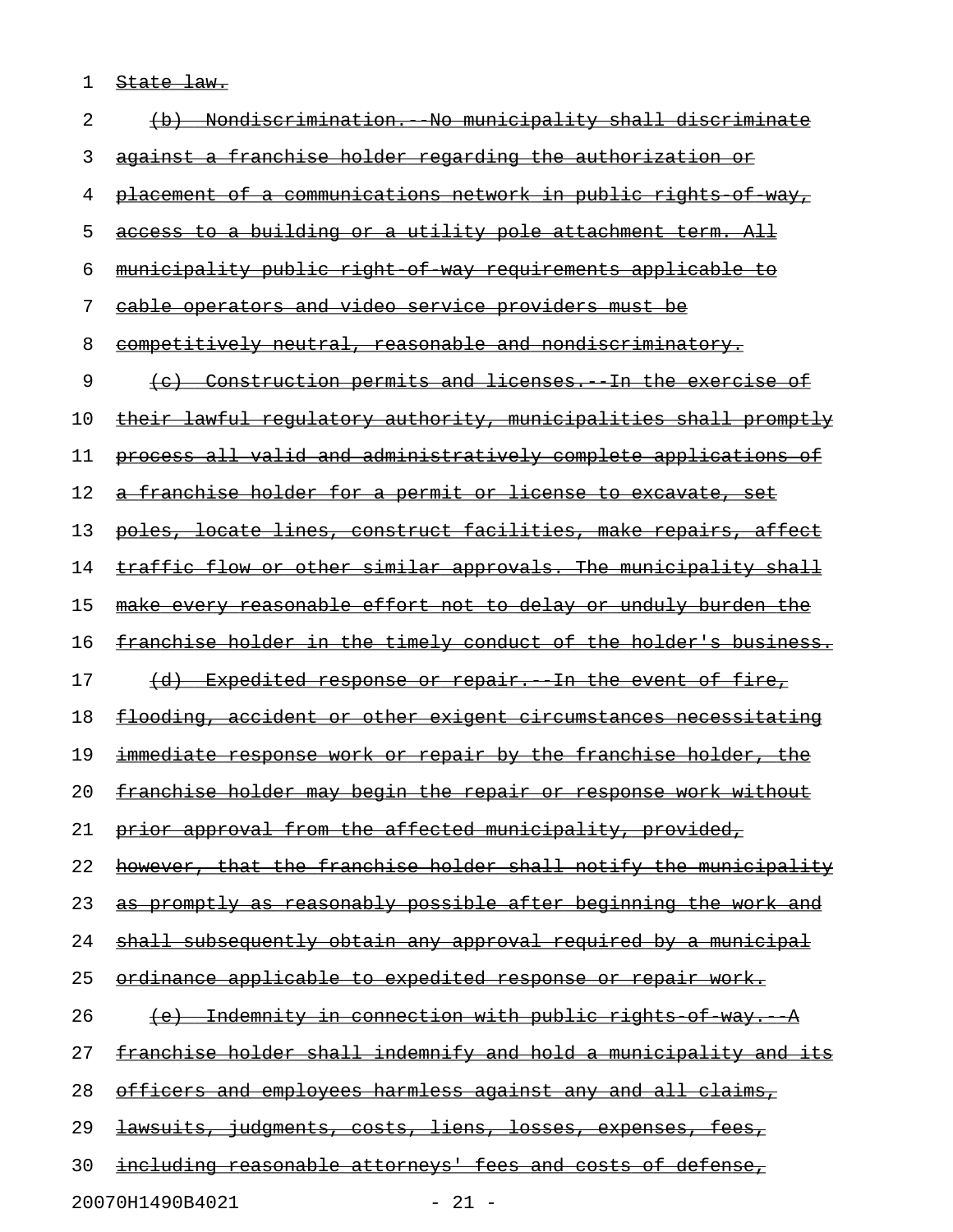State law.

(b) Nondiscrimination.--No municipality shall discriminate against a franchise holder regarding the authorization or placement of a communications network in public rights-of-way, access to a building or a utility pole attachment term. All municipality public right-of-way requirements applicable to cable operators and video service providers must be competitively neutral, reasonable and nondiscriminatory.

(c) Construction permits and licenses.--In the exercise of their lawful regulatory authority, municipalities shall promptly process all valid and administratively complete applications of a franchise holder for a permit or license to excavate, set poles, locate lines, construct facilities, make repairs, affect traffic flow or other similar approvals. The municipality shall make every reasonable effort not to delay or unduly burden the franchise holder in the timely conduct of the holder's business.

(d) Expedited response or repair.--In the event of fire, flooding, accident or other exigent circumstances necessitating immediate response work or repair by the franchise holder, the franchise holder may begin the repair or response work without prior approval from the affected municipality, provided, however, that the franchise holder shall notify the municipality as promptly as reasonably possible after beginning the work and shall subsequently obtain any approval required by a municipal ordinance applicable to expedited response or repair work.

(e) Indemnity in connection with public rights-of-way.--A franchise holder shall indemnify and hold a municipality and its officers and employees harmless against any and all claims, lawsuits, judgments, costs, liens, losses, expenses, fees, including reasonable attorneys' fees and costs of defense,

20070H1490B4021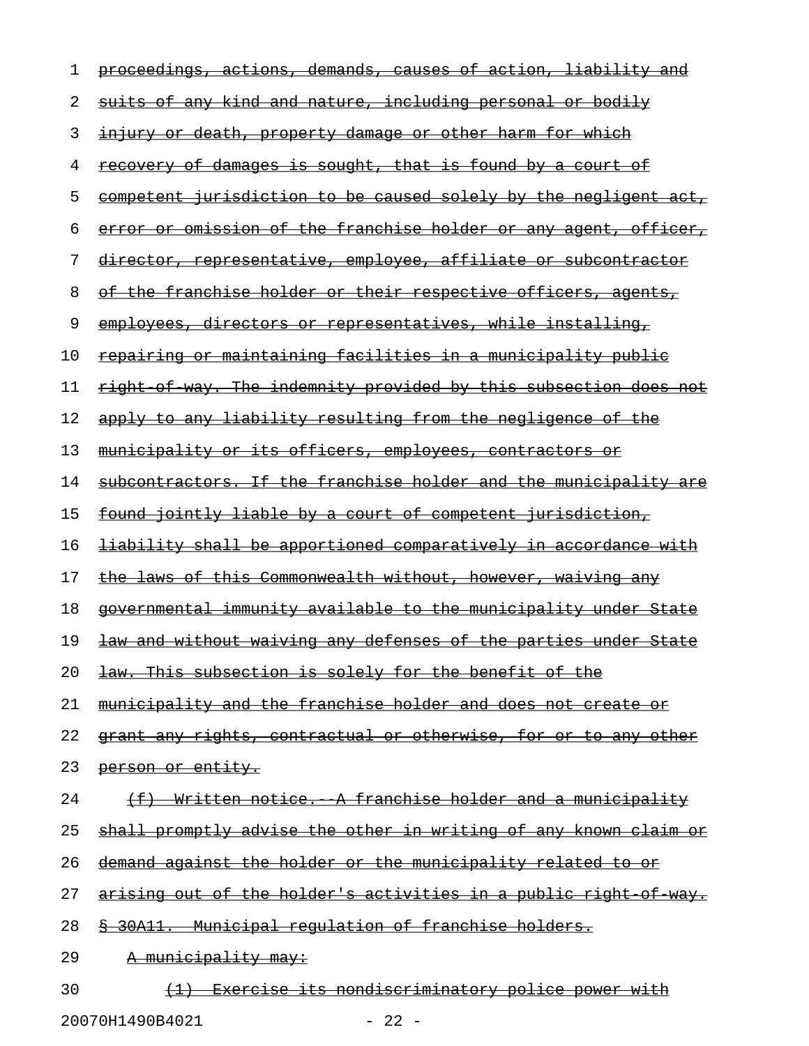proceedings, actions, demands, causes of action, liability and suits of any kind and nature, including personal or bodily injury or death, property damage or other harm for which recovery of damages is sought, that is found by a court of competent jurisdiction to be caused solely by the negligent act, error or omission of the franchise holder or any agent, officer, director, representative, employee, affiliate or subcontractor of the franchise holder or their respective officers, agents, employees, directors or representatives, while installing, repairing or maintaining facilities in a municipality public right-of-way. The indemnity provided by this subsection does not apply to any liability resulting from the negligence of the municipality or its officers, employees, contractors or subcontractors. If the franchise holder and the municipality are found jointly liable by a court of competent jurisdiction, liability shall be apportioned comparatively in accordance with the laws of this Commonwealth without, however, waiving any governmental immunity available to the municipality under State law and without waiving any defenses of the parties under State law. This subsection is solely for the benefit of the municipality and the franchise holder and does not create or grant any rights, contractual or otherwise, for or to any other person or entity.

(f) Written notice.--A franchise holder and a municipality shall promptly advise the other in writing of any known claim or demand against the holder or the municipality related to or arising out of the holder's activities in a public right-of-way.

§ 30A11. Municipal regulation of franchise holders.

A municipality may:

(1) Exercise its nondiscriminatory police power with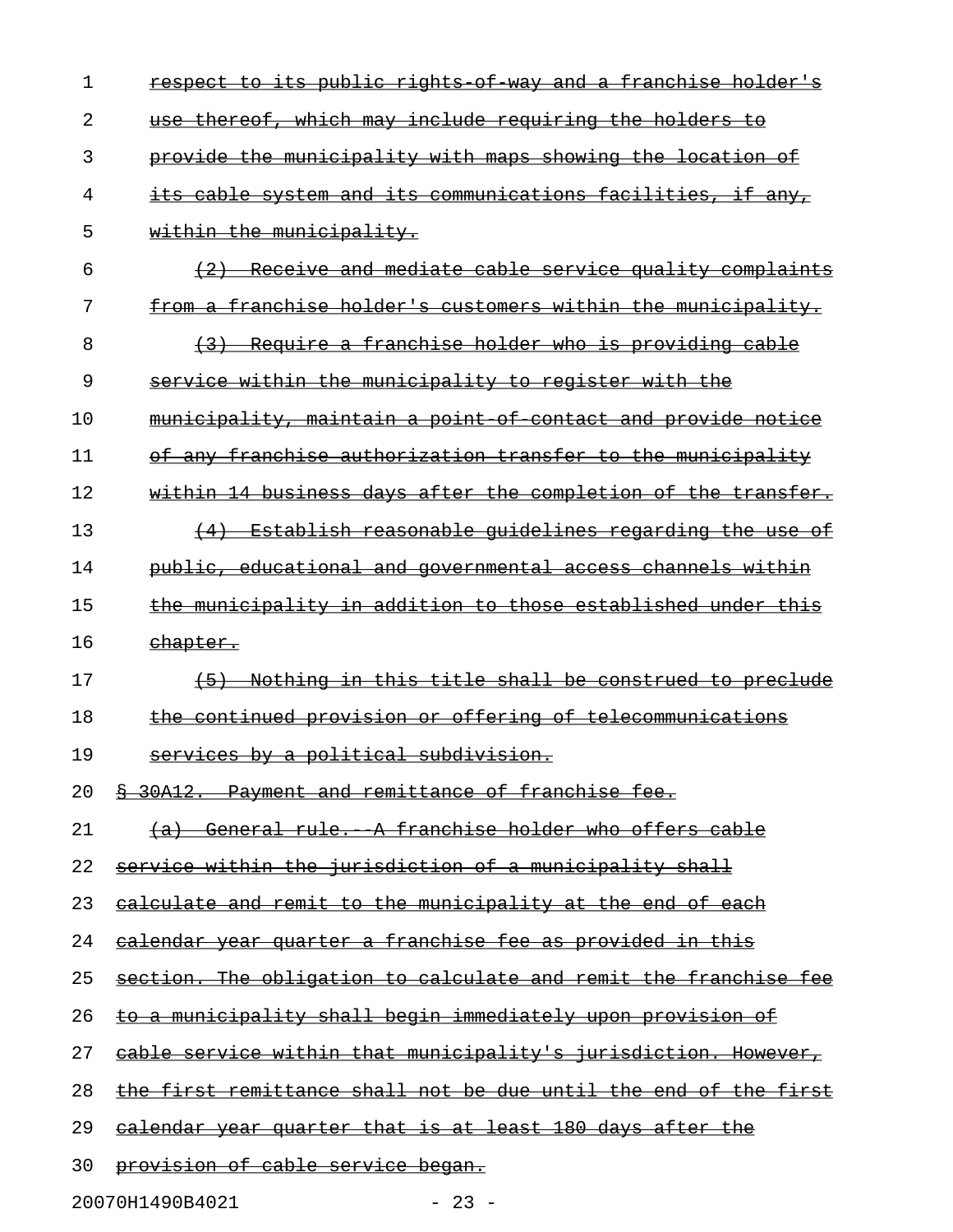respect to its public rights-of-way and a franchise holder's use thereof, which may include requiring the holders to provide the municipality with maps showing the location of its cable system and its communications facilities, if any, within the municipality.

(2) Receive and mediate cable service quality complaints from a franchise holder's customers within the municipality.

(3) Require a franchise holder who is providing cable service within the municipality to register with the municipality, maintain a point-of-contact and provide notice of any franchise authorization transfer to the municipality within 14 business days after the completion of the transfer.

(4) Establish reasonable guidelines regarding the use of public, educational and governmental access channels within the municipality in addition to those established under this chapter.

(5) Nothing in this title shall be construed to preclude the continued provision or offering of telecommunications services by a political subdivision.

§ 30A12. Payment and remittance of franchise fee.

(a) General rule.--A franchise holder who offers cable service within the jurisdiction of a municipality shall calculate and remit to the municipality at the end of each calendar year quarter a franchise fee as provided in this section. The obligation to calculate and remit the franchise fee to a municipality shall begin immediately upon provision of cable service within that municipality's jurisdiction. However, the first remittance shall not be due until the end of the first calendar year quarter that is at least 180 days after the provision of cable service began.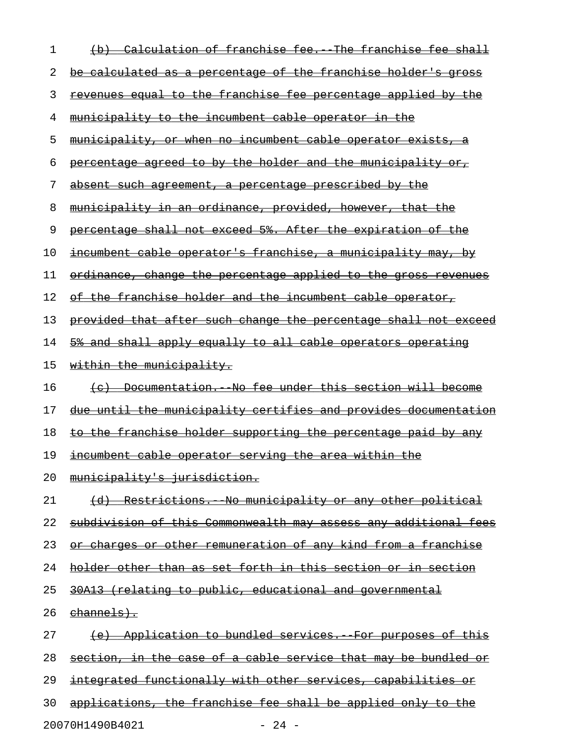(b) Calculation of franchise fee.--The franchise fee shall be calculated as a percentage of the franchise holder's gross revenues equal to the franchise fee percentage applied by the municipality to the incumbent cable operator in the municipality, or when no incumbent cable operator exists, a percentage agreed to by the holder and the municipality or, absent such agreement, a percentage prescribed by the municipality in an ordinance, provided, however, that the percentage shall not exceed 5%. After the expiration of the incumbent cable operator's franchise, a municipality may, by ordinance, change the percentage applied to the gross revenues of the franchise holder and the incumbent cable operator, provided that after such change the percentage shall not exceed 5% and shall apply equally to all cable operators operating within the municipality.

(c) Documentation.--No fee under this section will become due until the municipality certifies and provides documentation to the franchise holder supporting the percentage paid by any incumbent cable operator serving the area within the municipality's jurisdiction.

(d) Restrictions.--No municipality or any other political subdivision of this Commonwealth may assess any additional fees or charges or other remuneration of any kind from a franchise holder other than as set forth in this section or in section 30A13 (relating to public, educational and governmental channels).

(e) Application to bundled services.--For purposes of this section, in the case of a cable service that may be bundled or integrated functionally with other services, capabilities or applications, the franchise fee shall be applied only to the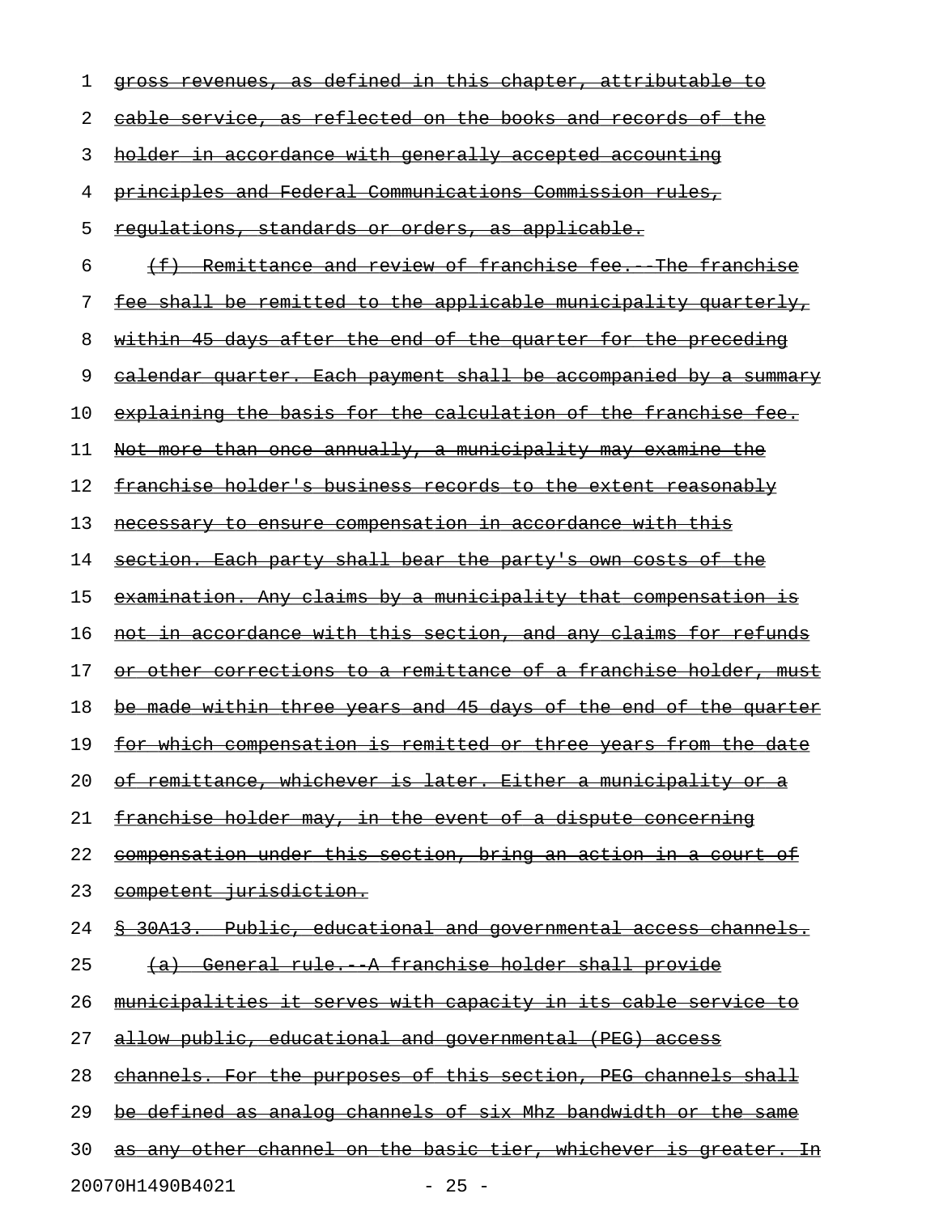gross revenues, as defined in this chapter, attributable to cable service, as reflected on the books and records of the holder in accordance with generally accepted accounting principles and Federal Communications Commission rules, regulations, standards or orders, as applicable.

(f) Remittance and review of franchise fee.--The franchise fee shall be remitted to the applicable municipality quarterly, within 45 days after the end of the quarter for the preceding calendar quarter. Each payment shall be accompanied by a summary explaining the basis for the calculation of the franchise fee. Not more than once annually, a municipality may examine the franchise holder's business records to the extent reasonably necessary to ensure compensation in accordance with this section. Each party shall bear the party's own costs of the examination. Any claims by a municipality that compensation is not in accordance with this section, and any claims for refunds or other corrections to a remittance of a franchise holder, must be made within three years and 45 days of the end of the quarter for which compensation is remitted or three years from the date of remittance, whichever is later. Either a municipality or a franchise holder may, in the event of a dispute concerning compensation under this section, bring an action in a court of competent jurisdiction.

§ 30A13. Public, educational and governmental access channels.

(a) General rule.--A franchise holder shall provide municipalities it serves with capacity in its cable service to allow public, educational and governmental (PEG) access channels. For the purposes of this section, PEG channels shall be defined as analog channels of six Mhz bandwidth or the same as any other channel on the basic tier, whichever is greater. In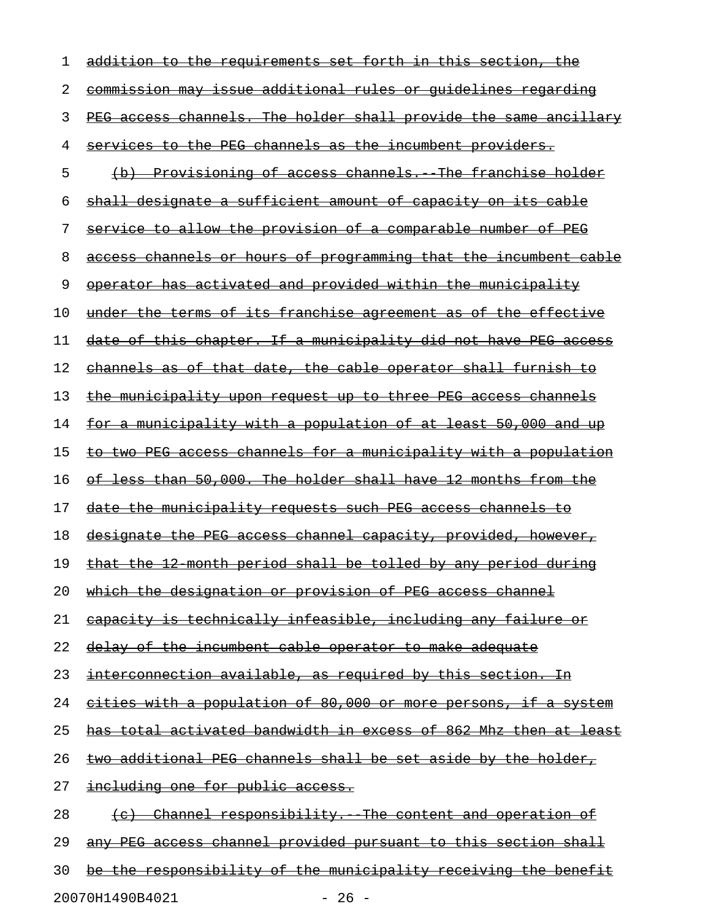addition to the requirements set forth in this section, the commission may issue additional rules or guidelines regarding PEG access channels. The holder shall provide the same ancillary services to the PEG channels as the incumbent providers.

(b) Provisioning of access channels.--The franchise holder shall designate a sufficient amount of capacity on its cable service to allow the provision of a comparable number of PEG access channels or hours of programming that the incumbent cable operator has activated and provided within the municipality under the terms of its franchise agreement as of the effective date of this chapter. If a municipality did not have PEG access channels as of that date, the cable operator shall furnish to the municipality upon request up to three PEG access channels for a municipality with a population of at least 50,000 and up to two PEG access channels for a municipality with a population of less than 50,000. The holder shall have 12 months from the date the municipality requests such PEG access channels to designate the PEG access channel capacity, provided, however, that the 12-month period shall be tolled by any period during which the designation or provision of PEG access channel capacity is technically infeasible, including any failure or delay of the incumbent cable operator to make adequate interconnection available, as required by this section. In cities with a population of 80,000 or more persons, if a system has total activated bandwidth in excess of 862 Mhz then at least two additional PEG channels shall be set aside by the holder, including one for public access.

(c) Channel responsibility.--The content and operation of any PEG access channel provided pursuant to this section shall be the responsibility of the municipality receiving the benefit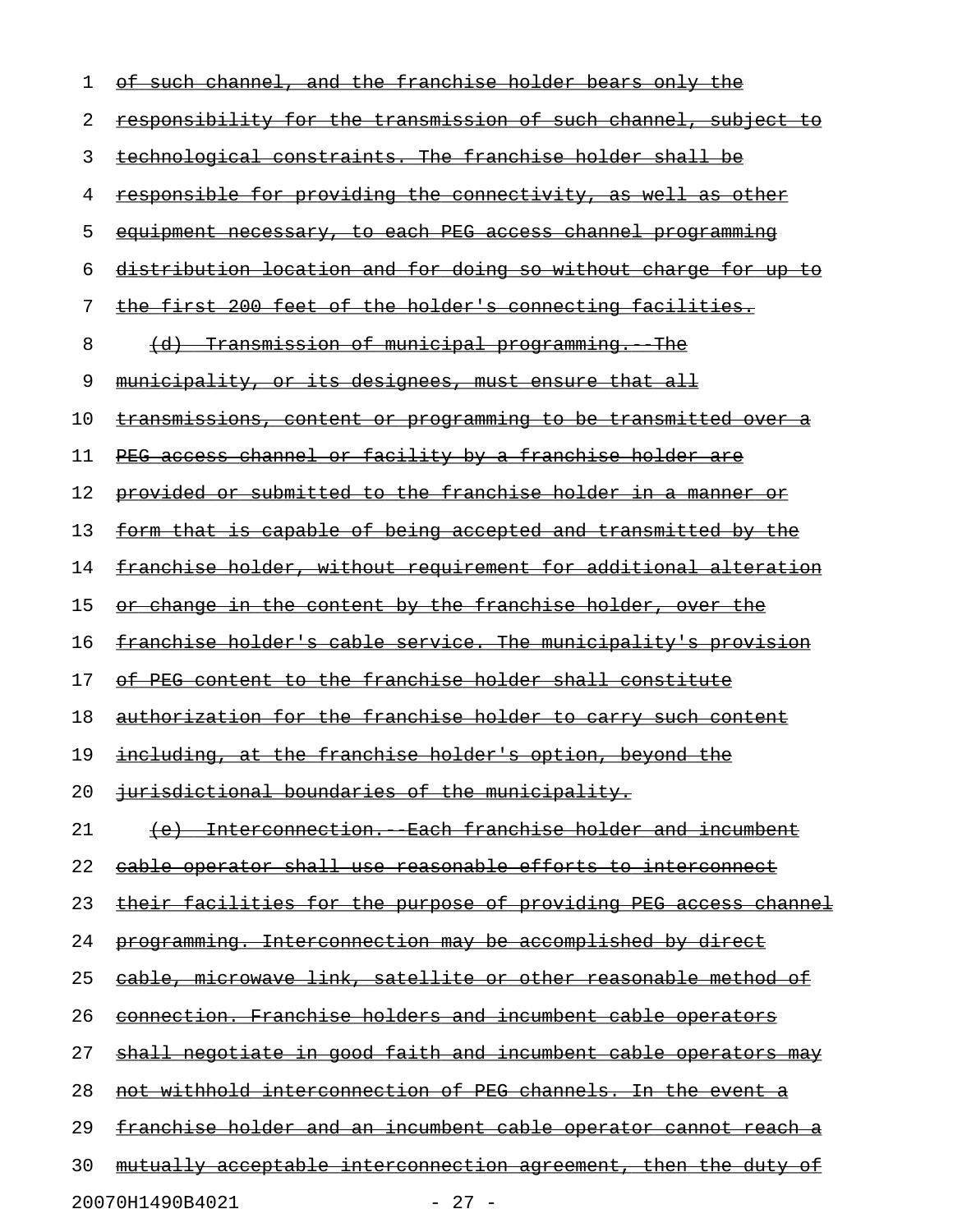~~of such channel, and the franchise holder bears only the responsibility for the transmission of such channel, subject to technological constraints. The franchise holder shall be responsible for providing the connectivity, as well as other equipment necessary, to each PEG access channel programming distribution location and for doing so without charge for up to the first 200 feet of the holder's connecting facilities.~~

~~(d) Transmission of municipal programming.--The municipality, or its designees, must ensure that all transmissions, content or programming to be transmitted over a PEG access channel or facility by a franchise holder are provided or submitted to the franchise holder in a manner or form that is capable of being accepted and transmitted by the franchise holder, without requirement for additional alteration or change in the content by the franchise holder, over the franchise holder's cable service. The municipality's provision of PEG content to the franchise holder shall constitute authorization for the franchise holder to carry such content including, at the franchise holder's option, beyond the jurisdictional boundaries of the municipality.~~

~~(e) Interconnection.--Each franchise holder and incumbent cable operator shall use reasonable efforts to interconnect their facilities for the purpose of providing PEG access channel programming. Interconnection may be accomplished by direct cable, microwave link, satellite or other reasonable method of connection. Franchise holders and incumbent cable operators shall negotiate in good faith and incumbent cable operators may not withhold interconnection of PEG channels. In the event a franchise holder and an incumbent cable operator cannot reach a mutually acceptable interconnection agreement, then the duty of~~

20070H1490B4021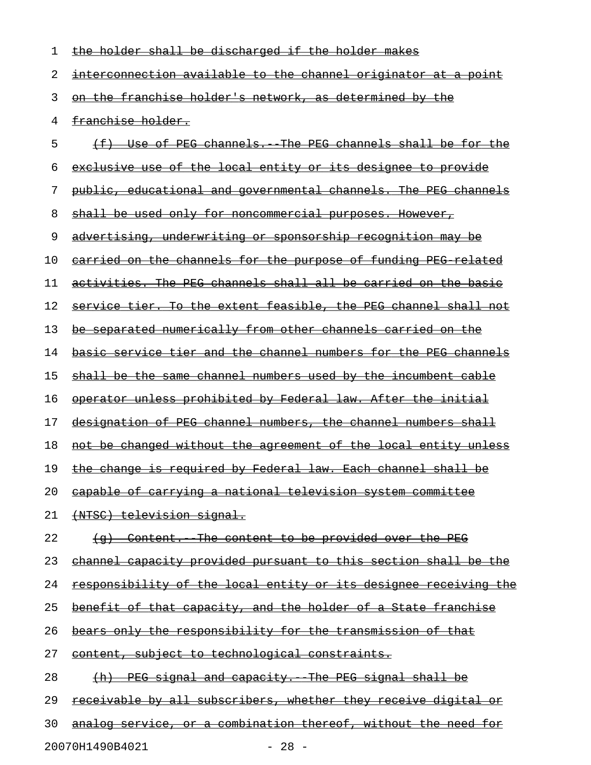~~the holder shall be discharged if the holder makes interconnection available to the channel originator at a point on the franchise holder's network, as determined by the franchise holder.~~

~~(f) Use of PEG channels.--The PEG channels shall be for the exclusive use of the local entity or its designee to provide public, educational and governmental channels. The PEG channels shall be used only for noncommercial purposes. However, advertising, underwriting or sponsorship recognition may be carried on the channels for the purpose of funding PEG-related activities. The PEG channels shall all be carried on the basic service tier. To the extent feasible, the PEG channel shall not be separated numerically from other channels carried on the basic service tier and the channel numbers for the PEG channels shall be the same channel numbers used by the incumbent cable operator unless prohibited by Federal law. After the initial designation of PEG channel numbers, the channel numbers shall not be changed without the agreement of the local entity unless the change is required by Federal law. Each channel shall be capable of carrying a national television system committee (NTSC) television signal.~~

~~(g) Content.--The content to be provided over the PEG channel capacity provided pursuant to this section shall be the responsibility of the local entity or its designee receiving the benefit of that capacity, and the holder of a State franchise bears only the responsibility for the transmission of that content, subject to technological constraints.~~

~~(h) PEG signal and capacity.--The PEG signal shall be receivable by all subscribers, whether they receive digital or analog service, or a combination thereof, without the need for~~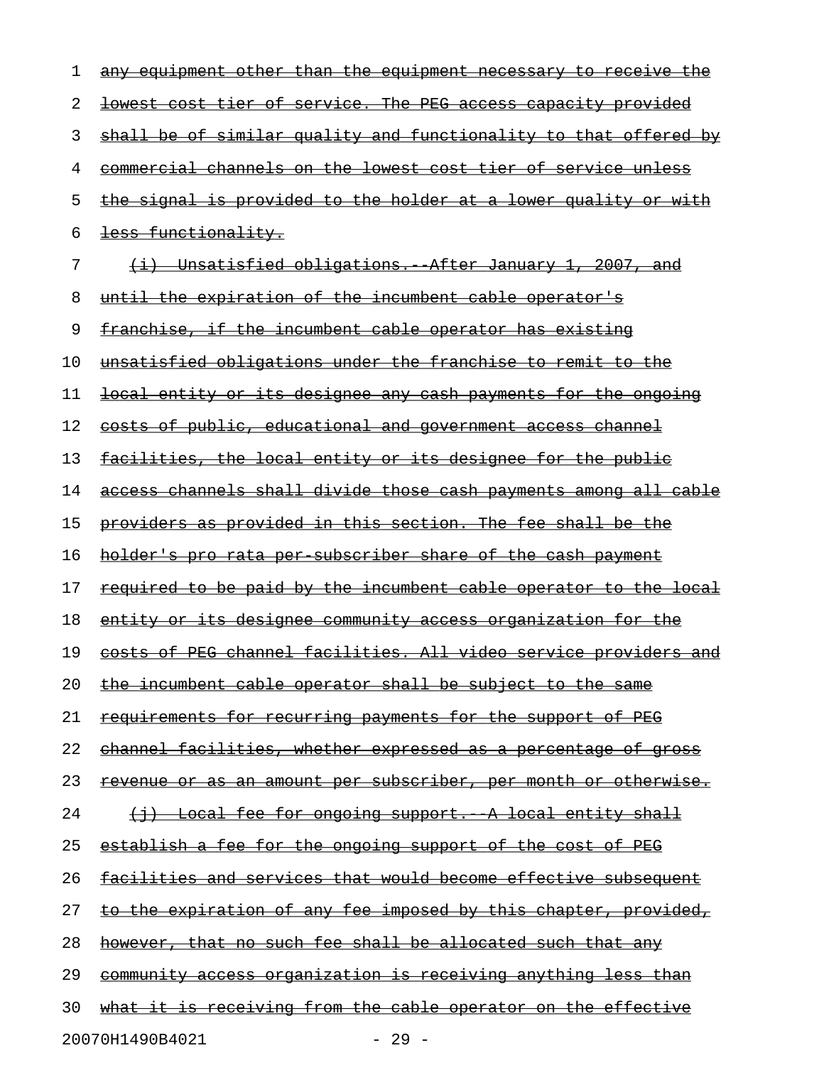any equipment other than the equipment necessary to receive the lowest cost tier of service. The PEG access capacity provided shall be of similar quality and functionality to that offered by commercial channels on the lowest cost tier of service unless the signal is provided to the holder at a lower quality or with less functionality.

(i) Unsatisfied obligations.--After January 1, 2007, and until the expiration of the incumbent cable operator's franchise, if the incumbent cable operator has existing unsatisfied obligations under the franchise to remit to the local entity or its designee any cash payments for the ongoing costs of public, educational and government access channel facilities, the local entity or its designee for the public access channels shall divide those cash payments among all cable providers as provided in this section. The fee shall be the holder's pro rata per-subscriber share of the cash payment required to be paid by the incumbent cable operator to the local entity or its designee community access organization for the costs of PEG channel facilities. All video service providers and the incumbent cable operator shall be subject to the same requirements for recurring payments for the support of PEG channel facilities, whether expressed as a percentage of gross revenue or as an amount per subscriber, per month or otherwise.

(j) Local fee for ongoing support.--A local entity shall establish a fee for the ongoing support of the cost of PEG facilities and services that would become effective subsequent to the expiration of any fee imposed by this chapter, provided, however, that no such fee shall be allocated such that any community access organization is receiving anything less than what it is receiving from the cable operator on the effective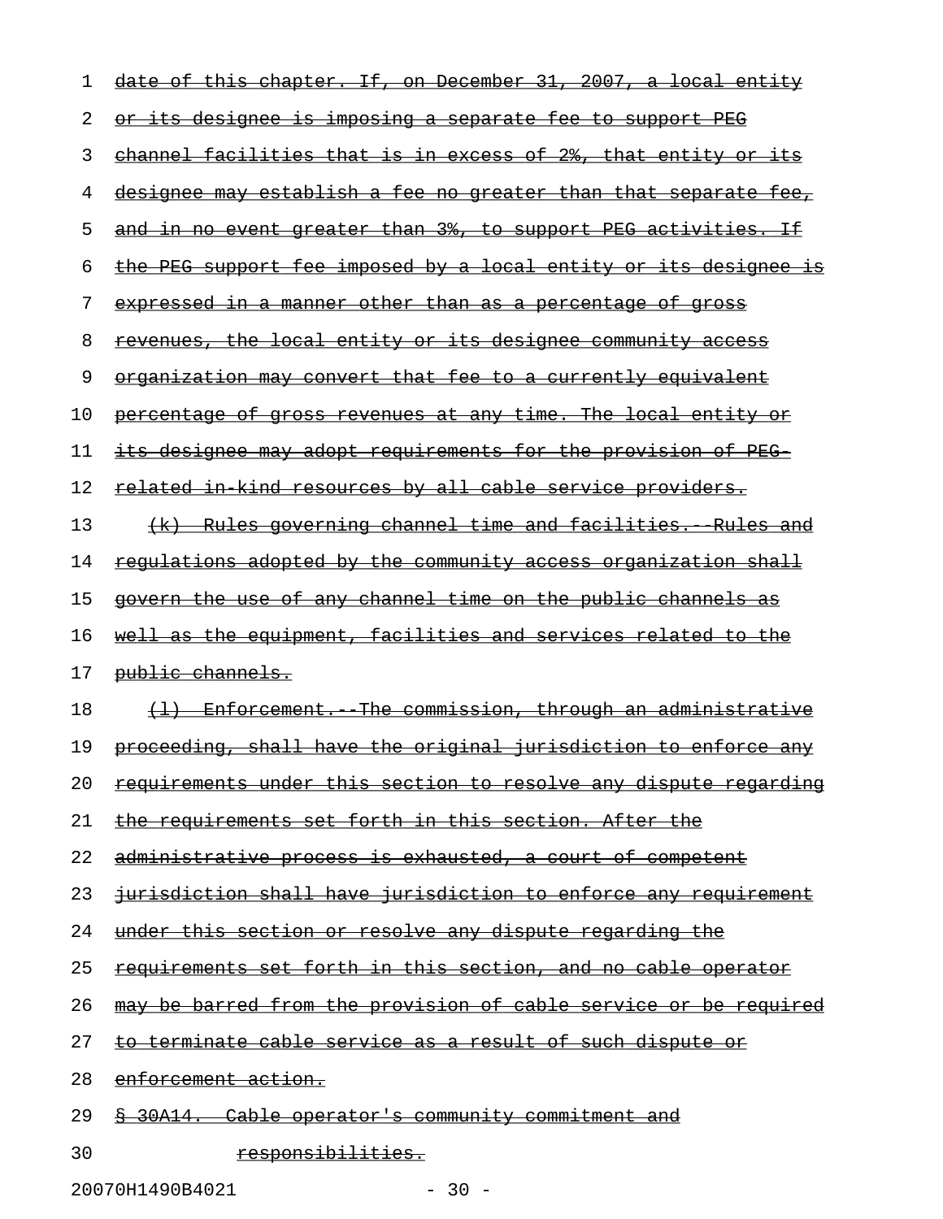date of this chapter. If, on December 31, 2007, a local entity or its designee is imposing a separate fee to support PEG channel facilities that is in excess of 2%, that entity or its designee may establish a fee no greater than that separate fee, and in no event greater than 3%, to support PEG activities. If the PEG support fee imposed by a local entity or its designee is expressed in a manner other than as a percentage of gross revenues, the local entity or its designee community access organization may convert that fee to a currently equivalent percentage of gross revenues at any time. The local entity or its designee may adopt requirements for the provision of PEG-related in-kind resources by all cable service providers.

(k) Rules governing channel time and facilities.--Rules and regulations adopted by the community access organization shall govern the use of any channel time on the public channels as well as the equipment, facilities and services related to the public channels.

(l) Enforcement.--The commission, through an administrative proceeding, shall have the original jurisdiction to enforce any requirements under this section to resolve any dispute regarding the requirements set forth in this section. After the administrative process is exhausted, a court of competent jurisdiction shall have jurisdiction to enforce any requirement under this section or resolve any dispute regarding the requirements set forth in this section, and no cable operator may be barred from the provision of cable service or be required to terminate cable service as a result of such dispute or enforcement action.

§ 30A14. Cable operator's community commitment and responsibilities.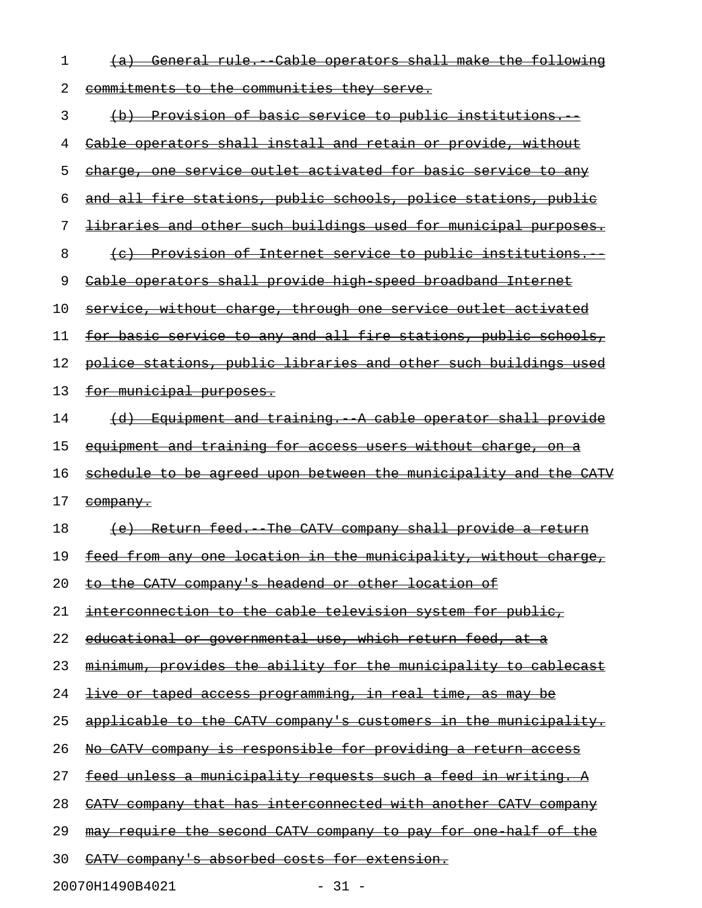~~(a) General rule.--Cable operators shall make the following commitments to the communities they serve.~~

~~(b) Provision of basic service to public institutions.--Cable operators shall install and retain or provide, without charge, one service outlet activated for basic service to any and all fire stations, public schools, police stations, public libraries and other such buildings used for municipal purposes.~~

~~(c) Provision of Internet service to public institutions.--Cable operators shall provide high-speed broadband Internet service, without charge, through one service outlet activated for basic service to any and all fire stations, public schools, police stations, public libraries and other such buildings used for municipal purposes.~~

~~(d) Equipment and training.--A cable operator shall provide equipment and training for access users without charge, on a schedule to be agreed upon between the municipality and the CATV company.~~

~~(e) Return feed.--The CATV company shall provide a return feed from any one location in the municipality, without charge, to the CATV company's headend or other location of interconnection to the cable television system for public, educational or governmental use, which return feed, at a minimum, provides the ability for the municipality to cablecast live or taped access programming, in real time, as may be applicable to the CATV company's customers in the municipality. No CATV company is responsible for providing a return access feed unless a municipality requests such a feed in writing. A CATV company that has interconnected with another CATV company may require the second CATV company to pay for one-half of the CATV company's absorbed costs for extension.~~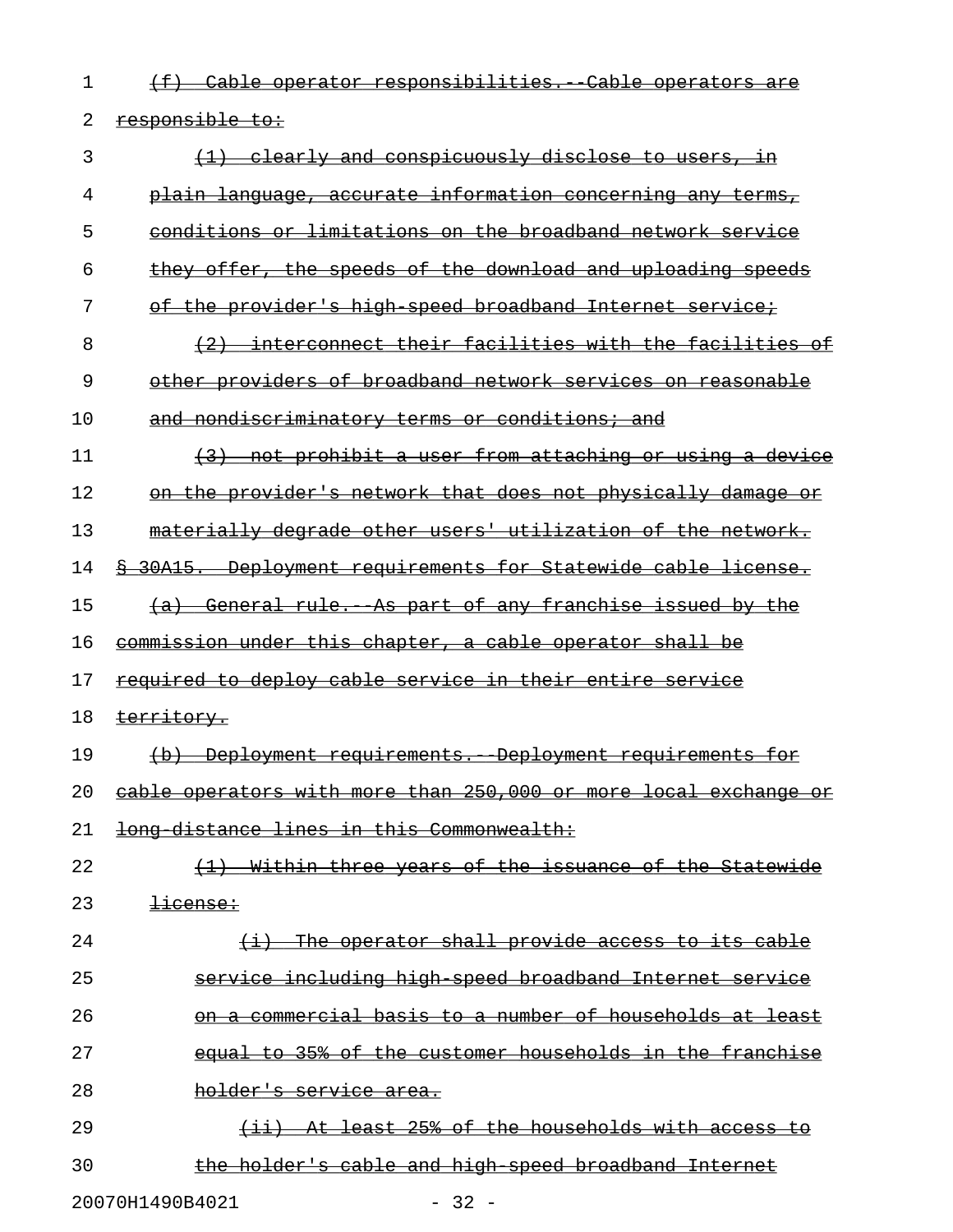(f) Cable operator responsibilities.--Cable operators are responsible to:

(1) clearly and conspicuously disclose to users, in plain language, accurate information concerning any terms, conditions or limitations on the broadband network service they offer, the speeds of the download and uploading speeds of the provider's high-speed broadband Internet service;

(2) interconnect their facilities with the facilities of other providers of broadband network services on reasonable and nondiscriminatory terms or conditions; and

(3) not prohibit a user from attaching or using a device on the provider's network that does not physically damage or materially degrade other users' utilization of the network.

§ 30A15. Deployment requirements for Statewide cable license.

(a) General rule.--As part of any franchise issued by the commission under this chapter, a cable operator shall be required to deploy cable service in their entire service territory.

(b) Deployment requirements.--Deployment requirements for cable operators with more than 250,000 or more local exchange or long-distance lines in this Commonwealth:

(1) Within three years of the issuance of the Statewide license:

(i) The operator shall provide access to its cable service including high-speed broadband Internet service on a commercial basis to a number of households at least equal to 35% of the customer households in the franchise holder's service area.

(ii) At least 25% of the households with access to the holder's cable and high-speed broadband Internet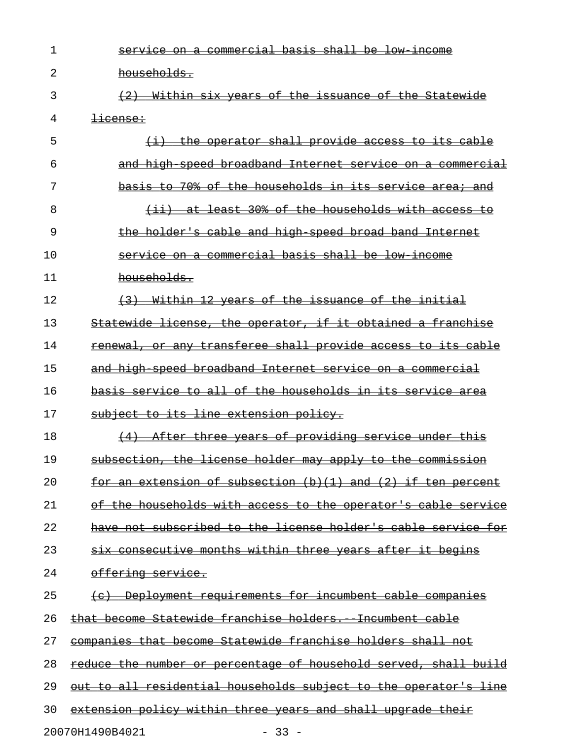~~service on a commercial basis shall be low-income households.~~

~~(2) Within six years of the issuance of the Statewide license:~~

~~(i) the operator shall provide access to its cable and high-speed broadband Internet service on a commercial basis to 70% of the households in its service area; and~~

~~(ii) at least 30% of the households with access to the holder's cable and high-speed broad band Internet service on a commercial basis shall be low-income households.~~

~~(3) Within 12 years of the issuance of the initial Statewide license, the operator, if it obtained a franchise renewal, or any transferee shall provide access to its cable and high-speed broadband Internet service on a commercial basis service to all of the households in its service area subject to its line extension policy.~~

~~(4) After three years of providing service under this subsection, the license holder may apply to the commission for an extension of subsection (b)(1) and (2) if ten percent of the households with access to the operator's cable service have not subscribed to the license holder's cable service for six consecutive months within three years after it begins offering service.~~

~~(c) Deployment requirements for incumbent cable companies that become Statewide franchise holders.--Incumbent cable companies that become Statewide franchise holders shall not reduce the number or percentage of household served, shall build out to all residential households subject to the operator's line extension policy within three years and shall upgrade their~~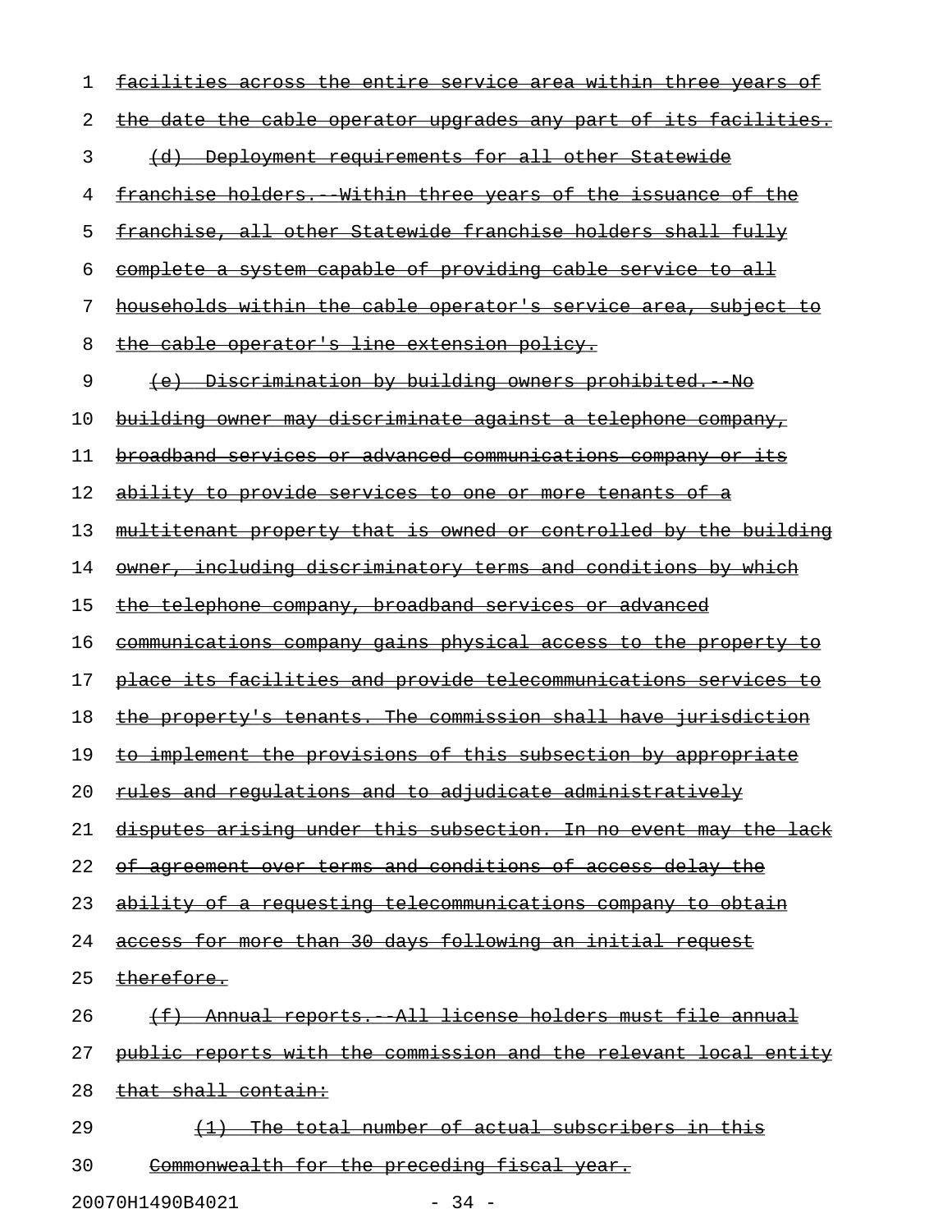facilities across the entire service area within three years of the date the cable operator upgrades any part of its facilities.

(d) Deployment requirements for all other Statewide franchise holders.--Within three years of the issuance of the franchise, all other Statewide franchise holders shall fully complete a system capable of providing cable service to all households within the cable operator's service area, subject to the cable operator's line extension policy.

(e) Discrimination by building owners prohibited.--No building owner may discriminate against a telephone company, broadband services or advanced communications company or its ability to provide services to one or more tenants of a multitenant property that is owned or controlled by the building owner, including discriminatory terms and conditions by which the telephone company, broadband services or advanced communications company gains physical access to the property to place its facilities and provide telecommunications services to the property's tenants. The commission shall have jurisdiction to implement the provisions of this subsection by appropriate rules and regulations and to adjudicate administratively disputes arising under this subsection. In no event may the lack of agreement over terms and conditions of access delay the ability of a requesting telecommunications company to obtain access for more than 30 days following an initial request therefore.

(f) Annual reports.--All license holders must file annual public reports with the commission and the relevant local entity that shall contain:

(1) The total number of actual subscribers in this Commonwealth for the preceding fiscal year.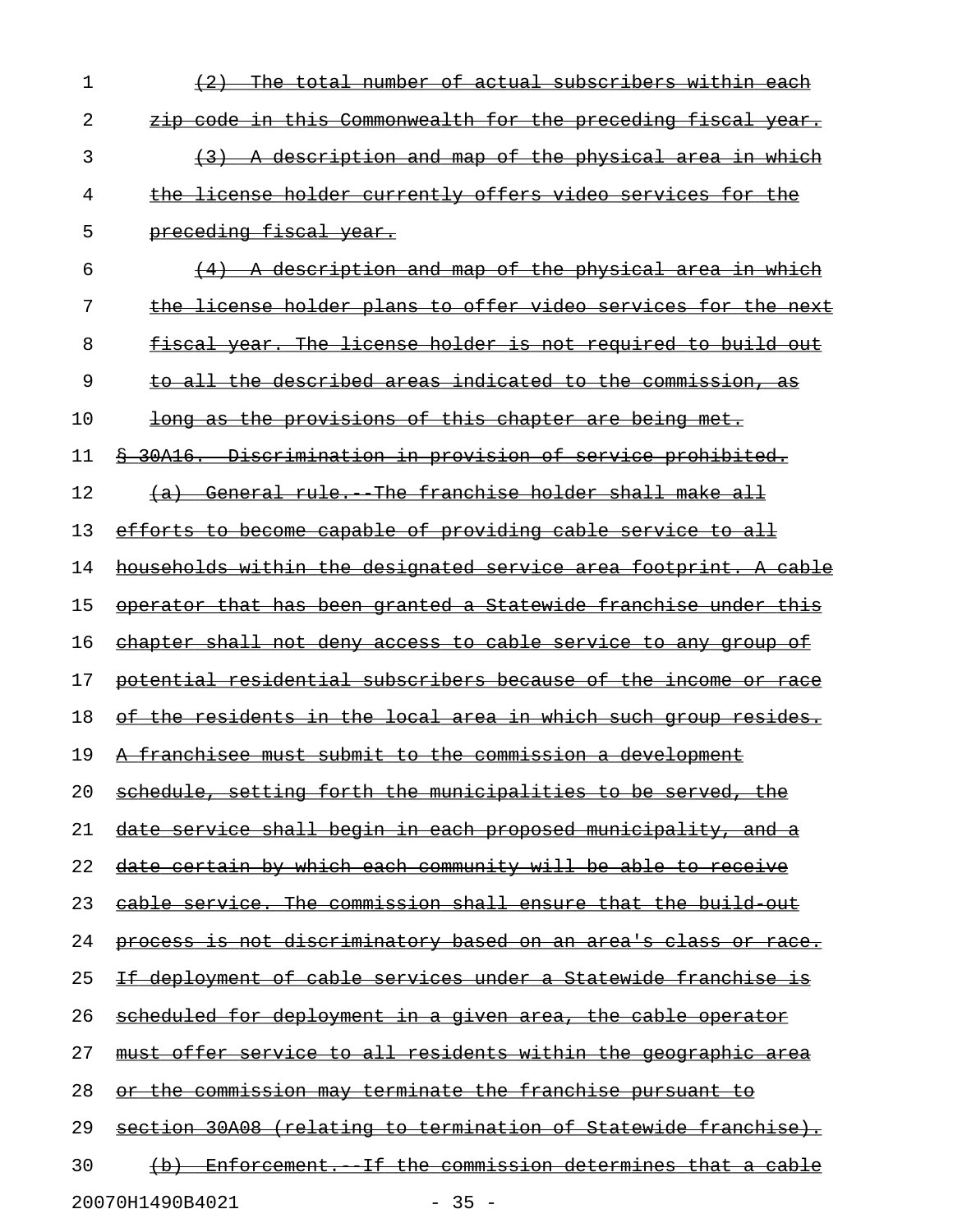~~(2) The total number of actual subscribers within each zip code in this Commonwealth for the preceding fiscal year.~~

~~(3) A description and map of the physical area in which the license holder currently offers video services for the preceding fiscal year.~~

~~(4) A description and map of the physical area in which the license holder plans to offer video services for the next fiscal year. The license holder is not required to build out to all the described areas indicated to the commission, as long as the provisions of this chapter are being met.~~

~~§ 30A16. Discrimination in provision of service prohibited.~~

~~(a) General rule.--The franchise holder shall make all efforts to become capable of providing cable service to all households within the designated service area footprint. A cable operator that has been granted a Statewide franchise under this chapter shall not deny access to cable service to any group of potential residential subscribers because of the income or race of the residents in the local area in which such group resides. A franchisee must submit to the commission a development schedule, setting forth the municipalities to be served, the date service shall begin in each proposed municipality, and a date certain by which each community will be able to receive cable service. The commission shall ensure that the build-out process is not discriminatory based on an area's class or race. If deployment of cable services under a Statewide franchise is scheduled for deployment in a given area, the cable operator must offer service to all residents within the geographic area or the commission may terminate the franchise pursuant to section 30A08 (relating to termination of Statewide franchise).~~

~~(b) Enforcement.--If the commission determines that a cable~~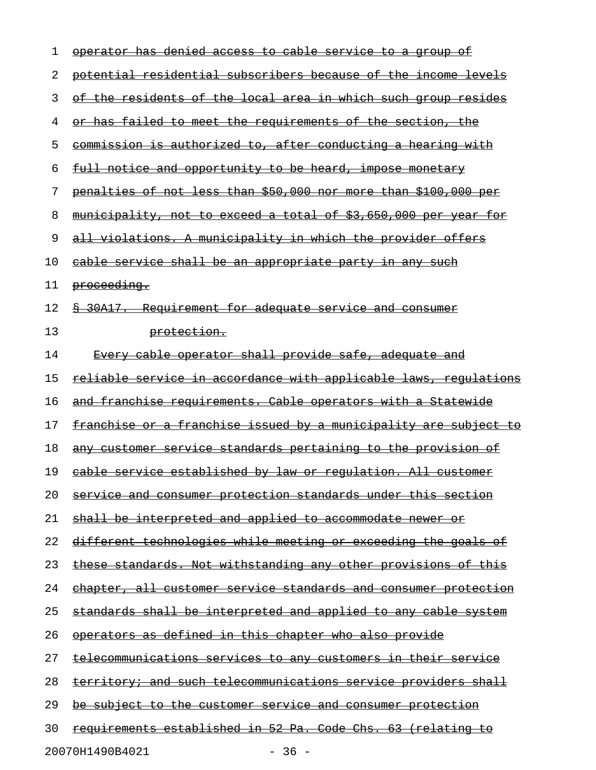operator has denied access to cable service to a group of potential residential subscribers because of the income levels of the residents of the local area in which such group resides or has failed to meet the requirements of the section, the commission is authorized to, after conducting a hearing with full notice and opportunity to be heard, impose monetary penalties of not less than $50,000 nor more than $100,000 per municipality, not to exceed a total of $3,650,000 per year for all violations. A municipality in which the provider offers cable service shall be an appropriate party in any such proceeding.

§ 30A17. Requirement for adequate service and consumer protection.

Every cable operator shall provide safe, adequate and reliable service in accordance with applicable laws, regulations and franchise requirements. Cable operators with a Statewide franchise or a franchise issued by a municipality are subject to any customer service standards pertaining to the provision of cable service established by law or regulation. All customer service and consumer protection standards under this section shall be interpreted and applied to accommodate newer or different technologies while meeting or exceeding the goals of these standards. Not withstanding any other provisions of this chapter, all customer service standards and consumer protection standards shall be interpreted and applied to any cable system operators as defined in this chapter who also provide telecommunications services to any customers in their service territory; and such telecommunications service providers shall be subject to the customer service and consumer protection requirements established in 52 Pa. Code Chs. 63 (relating to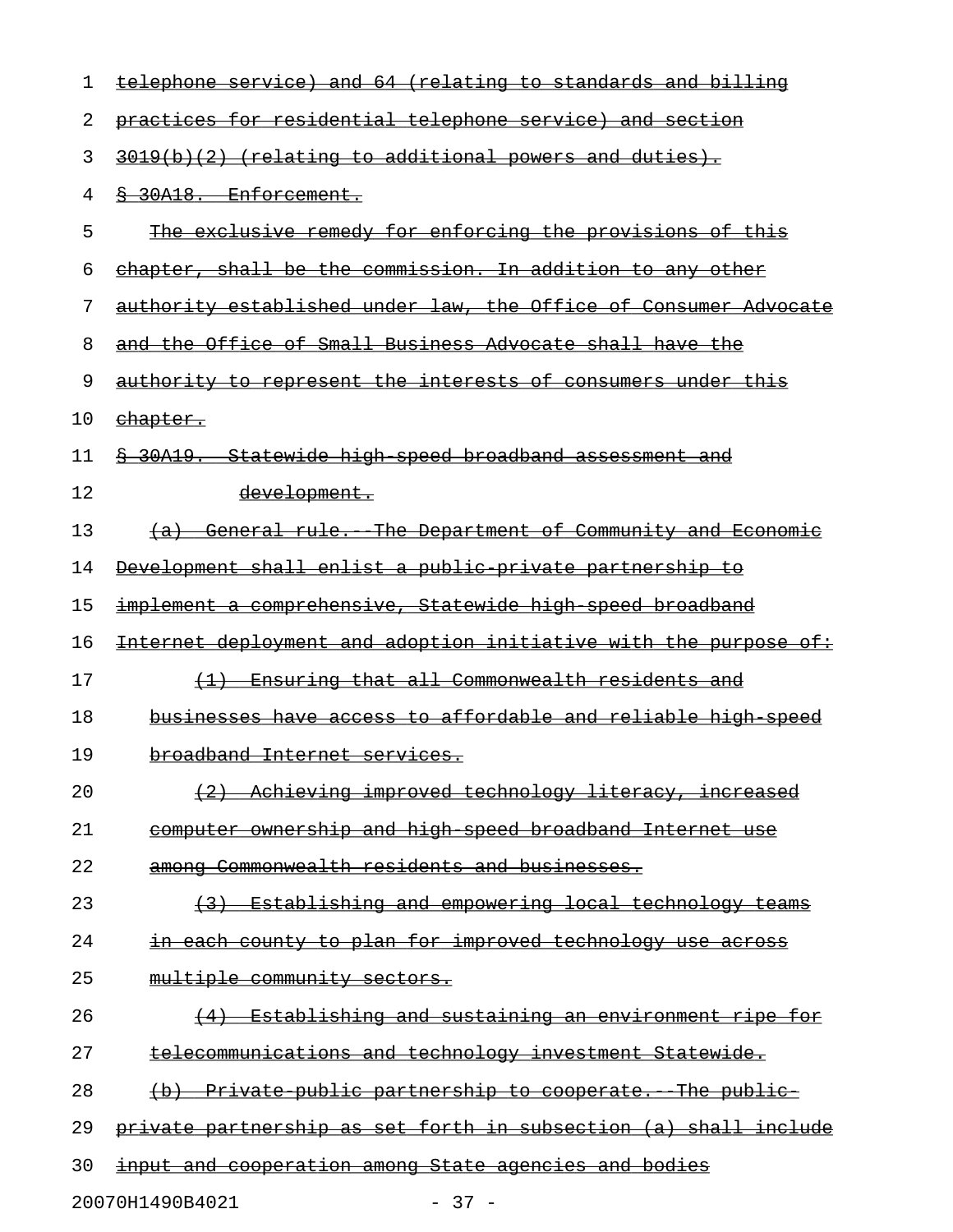telephone service) and 64 (relating to standards and billing practices for residential telephone service) and section 3019(b)(2) (relating to additional powers and duties).

§ 30A18. Enforcement.

The exclusive remedy for enforcing the provisions of this chapter, shall be the commission. In addition to any other authority established under law, the Office of Consumer Advocate and the Office of Small Business Advocate shall have the authority to represent the interests of consumers under this chapter.

§ 30A19. Statewide high-speed broadband assessment and development.

(a) General rule.--The Department of Community and Economic Development shall enlist a public-private partnership to implement a comprehensive, Statewide high-speed broadband Internet deployment and adoption initiative with the purpose of:

(1) Ensuring that all Commonwealth residents and businesses have access to affordable and reliable high-speed broadband Internet services.

(2) Achieving improved technology literacy, increased computer ownership and high-speed broadband Internet use among Commonwealth residents and businesses.

(3) Establishing and empowering local technology teams in each county to plan for improved technology use across multiple community sectors.

(4) Establishing and sustaining an environment ripe for telecommunications and technology investment Statewide.

(b) Private-public partnership to cooperate.--The public-private partnership as set forth in subsection (a) shall include input and cooperation among State agencies and bodies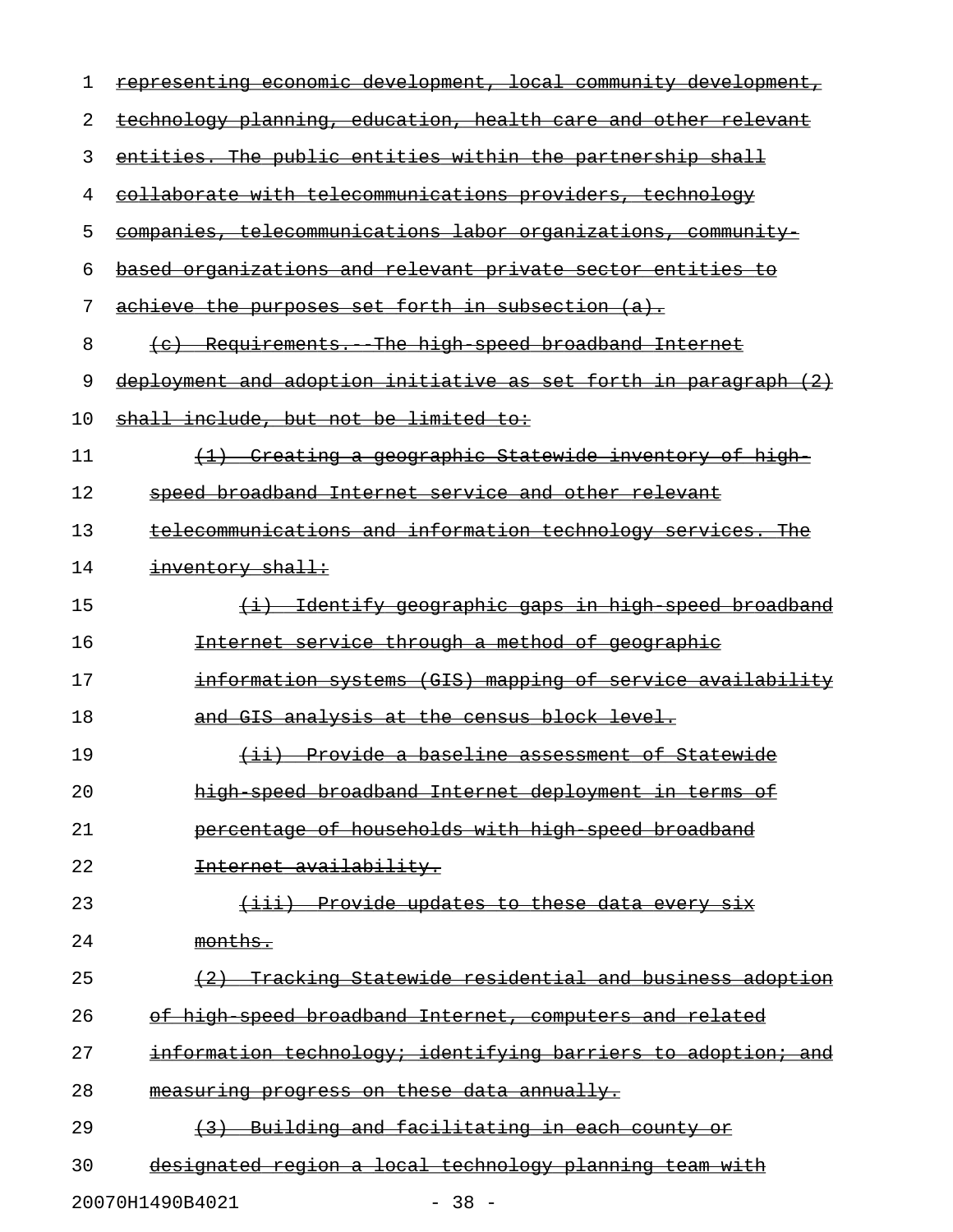representing economic development, local community development, technology planning, education, health care and other relevant entities. The public entities within the partnership shall collaborate with telecommunications providers, technology companies, telecommunications labor organizations, community-based organizations and relevant private sector entities to achieve the purposes set forth in subsection (a).

(c) Requirements.--The high-speed broadband Internet deployment and adoption initiative as set forth in paragraph (2) shall include, but not be limited to:

(1) Creating a geographic Statewide inventory of high-speed broadband Internet service and other relevant telecommunications and information technology services. The inventory shall:

(i) Identify geographic gaps in high-speed broadband Internet service through a method of geographic information systems (GIS) mapping of service availability and GIS analysis at the census block level.

(ii) Provide a baseline assessment of Statewide high-speed broadband Internet deployment in terms of percentage of households with high-speed broadband Internet availability.

(iii) Provide updates to these data every six months.

(2) Tracking Statewide residential and business adoption of high-speed broadband Internet, computers and related information technology; identifying barriers to adoption; and measuring progress on these data annually.

(3) Building and facilitating in each county or designated region a local technology planning team with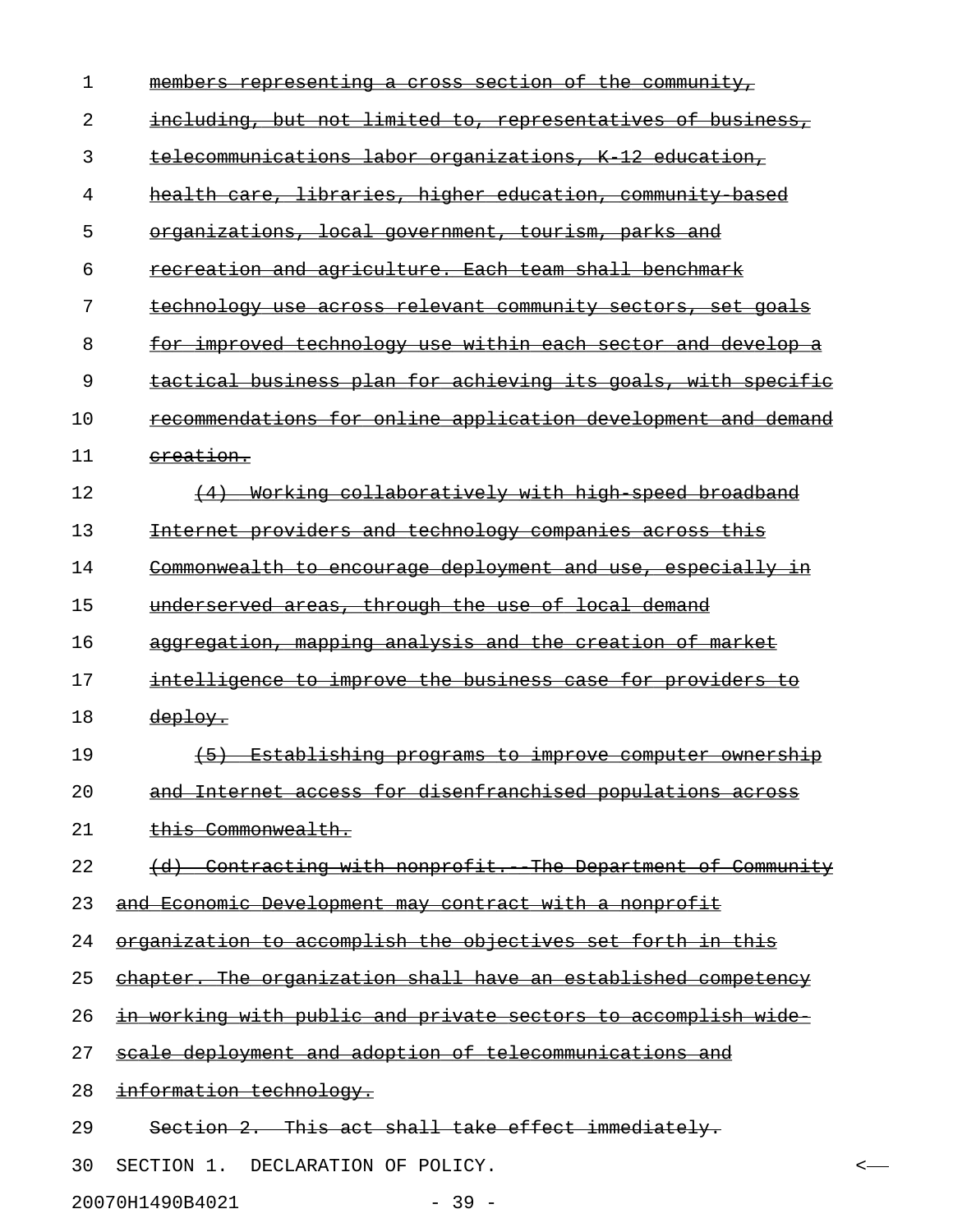~~members representing a cross section of the community, including, but not limited to, representatives of business, telecommunications labor organizations, K-12 education, health care, libraries, higher education, community-based organizations, local government, tourism, parks and recreation and agriculture. Each team shall benchmark technology use across relevant community sectors, set goals for improved technology use within each sector and develop a tactical business plan for achieving its goals, with specific recommendations for online application development and demand creation.~~

~~(4) Working collaboratively with high-speed broadband Internet providers and technology companies across this Commonwealth to encourage deployment and use, especially in underserved areas, through the use of local demand aggregation, mapping analysis and the creation of market intelligence to improve the business case for providers to deploy.~~

~~(5) Establishing programs to improve computer ownership and Internet access for disenfranchised populations across this Commonwealth.~~

~~(d) Contracting with nonprofit.--The Department of Community and Economic Development may contract with a nonprofit organization to accomplish the objectives set forth in this chapter. The organization shall have an established competency in working with public and private sectors to accomplish wide-scale deployment and adoption of telecommunications and information technology.~~

~~Section 2. This act shall take effect immediately.~~

SECTION 1. DECLARATION OF POLICY.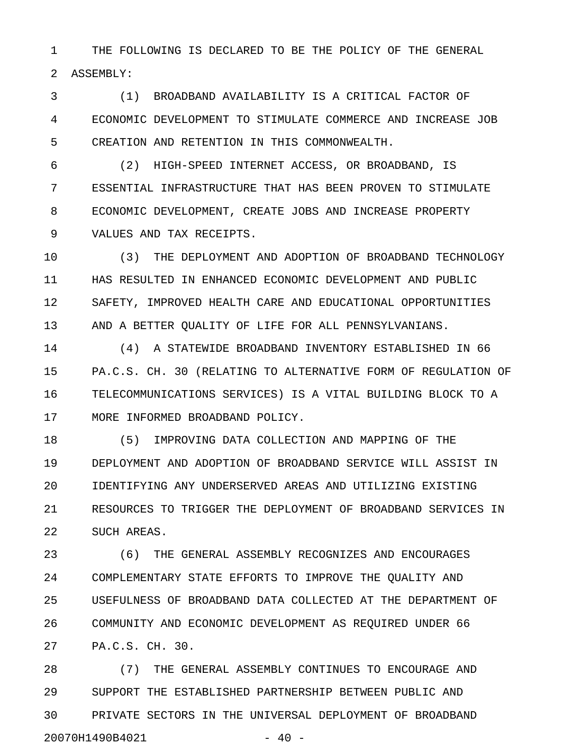THE FOLLOWING IS DECLARED TO BE THE POLICY OF THE GENERAL ASSEMBLY:

(1) BROADBAND AVAILABILITY IS A CRITICAL FACTOR OF ECONOMIC DEVELOPMENT TO STIMULATE COMMERCE AND INCREASE JOB CREATION AND RETENTION IN THIS COMMONWEALTH.

(2) HIGH-SPEED INTERNET ACCESS, OR BROADBAND, IS ESSENTIAL INFRASTRUCTURE THAT HAS BEEN PROVEN TO STIMULATE ECONOMIC DEVELOPMENT, CREATE JOBS AND INCREASE PROPERTY VALUES AND TAX RECEIPTS.

(3) THE DEPLOYMENT AND ADOPTION OF BROADBAND TECHNOLOGY HAS RESULTED IN ENHANCED ECONOMIC DEVELOPMENT AND PUBLIC SAFETY, IMPROVED HEALTH CARE AND EDUCATIONAL OPPORTUNITIES AND A BETTER QUALITY OF LIFE FOR ALL PENNSYLVANIANS.

(4) A STATEWIDE BROADBAND INVENTORY ESTABLISHED IN 66 PA.C.S. CH. 30 (RELATING TO ALTERNATIVE FORM OF REGULATION OF TELECOMMUNICATIONS SERVICES) IS A VITAL BUILDING BLOCK TO A MORE INFORMED BROADBAND POLICY.

(5) IMPROVING DATA COLLECTION AND MAPPING OF THE DEPLOYMENT AND ADOPTION OF BROADBAND SERVICE WILL ASSIST IN IDENTIFYING ANY UNDERSERVED AREAS AND UTILIZING EXISTING RESOURCES TO TRIGGER THE DEPLOYMENT OF BROADBAND SERVICES IN SUCH AREAS.

(6) THE GENERAL ASSEMBLY RECOGNIZES AND ENCOURAGES COMPLEMENTARY STATE EFFORTS TO IMPROVE THE QUALITY AND USEFULNESS OF BROADBAND DATA COLLECTED AT THE DEPARTMENT OF COMMUNITY AND ECONOMIC DEVELOPMENT AS REQUIRED UNDER 66 PA.C.S. CH. 30.

(7) THE GENERAL ASSEMBLY CONTINUES TO ENCOURAGE AND SUPPORT THE ESTABLISHED PARTNERSHIP BETWEEN PUBLIC AND PRIVATE SECTORS IN THE UNIVERSAL DEPLOYMENT OF BROADBAND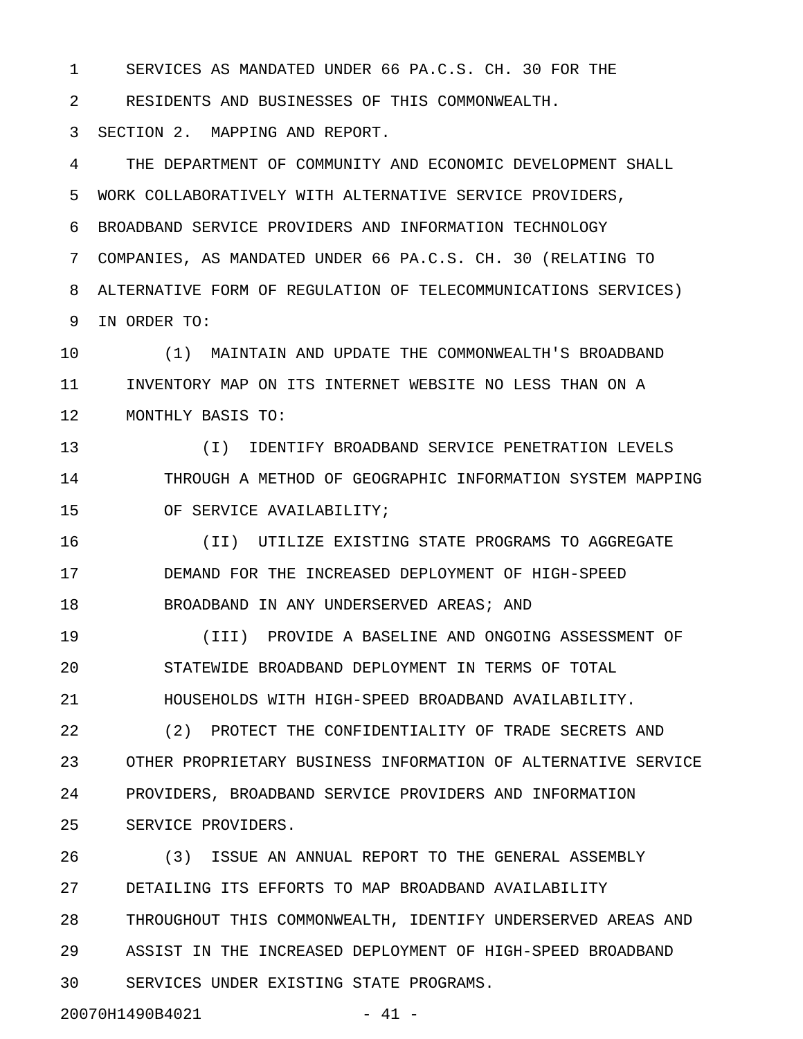SERVICES AS MANDATED UNDER 66 PA.C.S. CH. 30 FOR THE RESIDENTS AND BUSINESSES OF THIS COMMONWEALTH.

SECTION 2. MAPPING AND REPORT.

THE DEPARTMENT OF COMMUNITY AND ECONOMIC DEVELOPMENT SHALL WORK COLLABORATIVELY WITH ALTERNATIVE SERVICE PROVIDERS, BROADBAND SERVICE PROVIDERS AND INFORMATION TECHNOLOGY COMPANIES, AS MANDATED UNDER 66 PA.C.S. CH. 30 (RELATING TO ALTERNATIVE FORM OF REGULATION OF TELECOMMUNICATIONS SERVICES) IN ORDER TO:

(1) MAINTAIN AND UPDATE THE COMMONWEALTH'S BROADBAND INVENTORY MAP ON ITS INTERNET WEBSITE NO LESS THAN ON A MONTHLY BASIS TO:

(I) IDENTIFY BROADBAND SERVICE PENETRATION LEVELS THROUGH A METHOD OF GEOGRAPHIC INFORMATION SYSTEM MAPPING OF SERVICE AVAILABILITY;

(II) UTILIZE EXISTING STATE PROGRAMS TO AGGREGATE DEMAND FOR THE INCREASED DEPLOYMENT OF HIGH-SPEED BROADBAND IN ANY UNDERSERVED AREAS; AND

(III) PROVIDE A BASELINE AND ONGOING ASSESSMENT OF STATEWIDE BROADBAND DEPLOYMENT IN TERMS OF TOTAL HOUSEHOLDS WITH HIGH-SPEED BROADBAND AVAILABILITY.

(2) PROTECT THE CONFIDENTIALITY OF TRADE SECRETS AND OTHER PROPRIETARY BUSINESS INFORMATION OF ALTERNATIVE SERVICE PROVIDERS, BROADBAND SERVICE PROVIDERS AND INFORMATION SERVICE PROVIDERS.

(3) ISSUE AN ANNUAL REPORT TO THE GENERAL ASSEMBLY DETAILING ITS EFFORTS TO MAP BROADBAND AVAILABILITY THROUGHOUT THIS COMMONWEALTH, IDENTIFY UNDERSERVED AREAS AND ASSIST IN THE INCREASED DEPLOYMENT OF HIGH-SPEED BROADBAND SERVICES UNDER EXISTING STATE PROGRAMS.

20070H1490B4021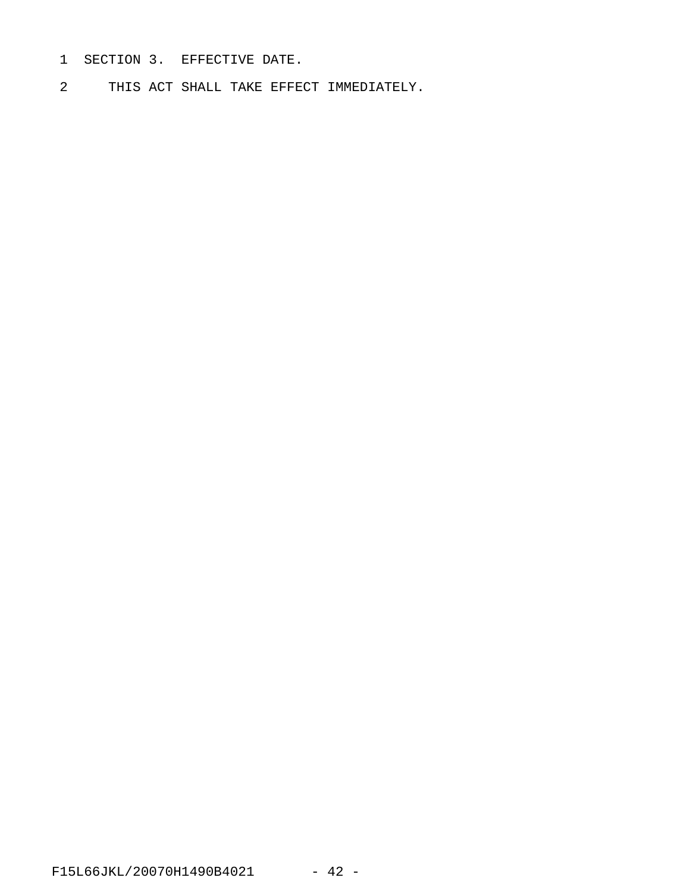SECTION 3. EFFECTIVE DATE.

THIS ACT SHALL TAKE EFFECT IMMEDIATELY.